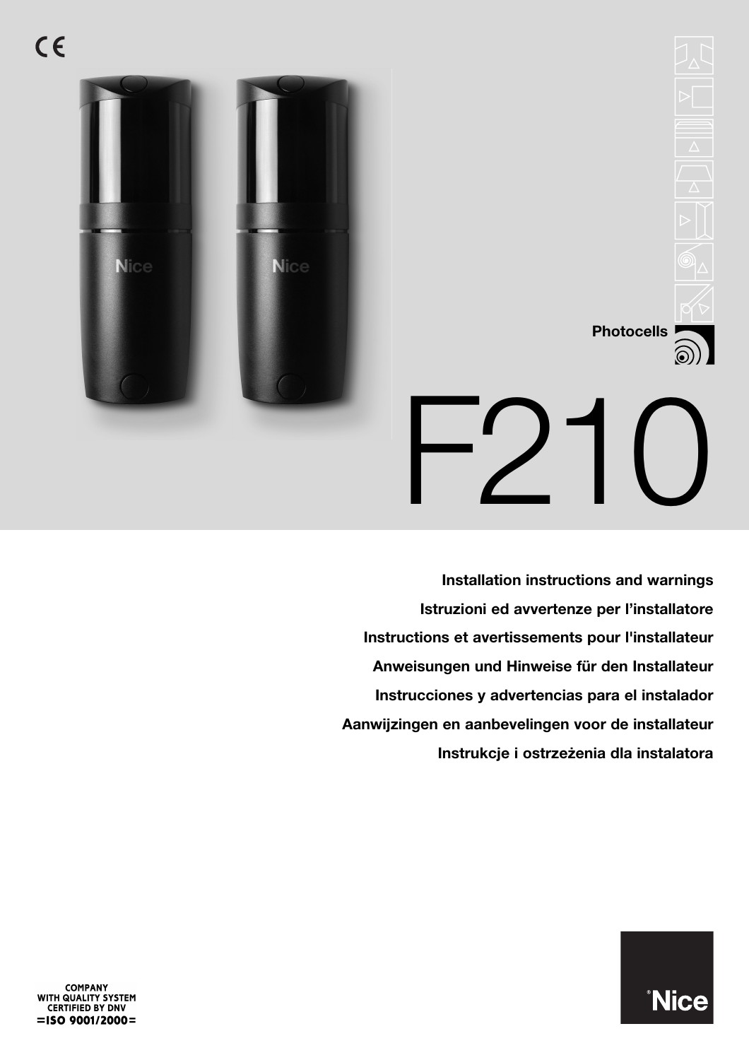CE

Photocells

# F210

**Installation instructions and warnings**

**Istruzioni ed avvertenze per l'installatore**

**Instructions et avertissements pour l'installateur**

**Anweisungen und Hinweise für den Installateur**

**Instrucciones y advertencias para el instalador**

**Aanwijzingen en aanbevelingen voor de installateur**

**Instrukcje i ostrzeżenia dla instalatora**

COMPANY
WITH QUALITY SYSTEM
CERTIFIED BY DNV
=ISO 9001/2000=

Nice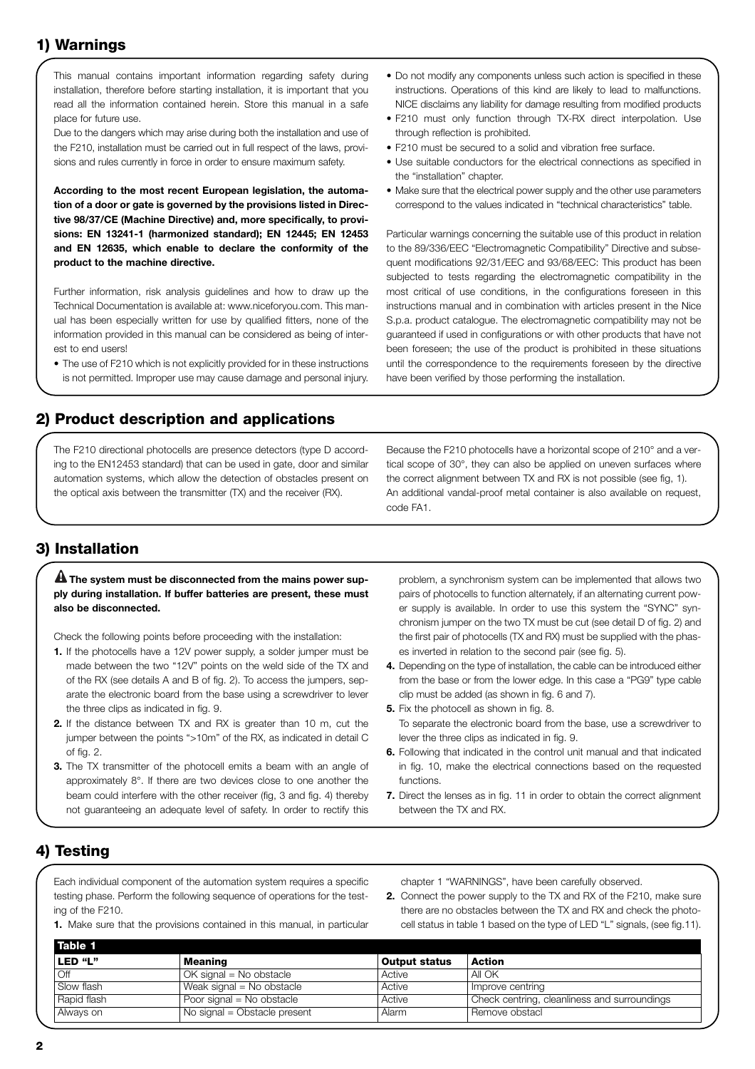## 1) Warnings

This manual contains important information regarding safety during installation, therefore before starting installation, it is important that you read all the information contained herein. Store this manual in a safe place for future use.

Due to the dangers which may arise during both the installation and use of the F210, installation must be carried out in full respect of the laws, provisions and rules currently in force in order to ensure maximum safety.

**According to the most recent European legislation, the automation of a door or gate is governed by the provisions listed in Directive 98/37/CE (Machine Directive) and, more specifically, to provisions: EN 13241-1 (harmonized standard); EN 12445; EN 12453 and EN 12635, which enable to declare the conformity of the product to the machine directive.**

Further information, risk analysis guidelines and how to draw up the Technical Documentation is available at: www.niceforyou.com. This manual has been especially written for use by qualified fitters, none of the information provided in this manual can be considered as being of interest to end users!

- The use of F210 which is not explicitly provided for in these instructions is not permitted. Improper use may cause damage and personal injury.
- Do not modify any components unless such action is specified in these instructions. Operations of this kind are likely to lead to malfunctions. NICE disclaims any liability for damage resulting from modified products
- F210 must only function through TX-RX direct interpolation. Use through reflection is prohibited.
- F210 must be secured to a solid and vibration free surface.
- Use suitable conductors for the electrical connections as specified in the "installation" chapter.
- Make sure that the electrical power supply and the other use parameters correspond to the values indicated in "technical characteristics" table.

Particular warnings concerning the suitable use of this product in relation to the 89/336/EEC "Electromagnetic Compatibility" Directive and subsequent modifications 92/31/EEC and 93/68/EEC: This product has been subjected to tests regarding the electromagnetic compatibility in the most critical of use conditions, in the configurations foreseen in this instructions manual and in combination with articles present in the Nice S.p.a. product catalogue. The electromagnetic compatibility may not be guaranteed if used in configurations or with other products that have not been foreseen; the use of the product is prohibited in these situations until the correspondence to the requirements foreseen by the directive have been verified by those performing the installation.

## 2) Product description and applications

The F210 directional photocells are presence detectors (type D according to the EN12453 standard) that can be used in gate, door and similar automation systems, which allow the detection of obstacles present on the optical axis between the transmitter (TX) and the receiver (RX).

Because the F210 photocells have a horizontal scope of 210° and a vertical scope of 30°, they can also be applied on uneven surfaces where the correct alignment between TX and RX is not possible (see fig, 1).

An additional vandal-proof metal container is also available on request, code FA1.

## 3) Installation

⚠ **The system must be disconnected from the mains power supply during installation. If buffer batteries are present, these must also be disconnected.**

Check the following points before proceeding with the installation:

1. If the photocells have a 12V power supply, a solder jumper must be made between the two "12V" points on the weld side of the TX and of the RX (see details A and B of fig. 2). To access the jumpers, separate the electronic board from the base using a screwdriver to lever the three clips as indicated in fig. 9.
2. If the distance between TX and RX is greater than 10 m, cut the jumper between the points ">10m" of the RX, as indicated in detail C of fig. 2.
3. The TX transmitter of the photocell emits a beam with an angle of approximately 8°. If there are two devices close to one another the beam could interfere with the other receiver (fig, 3 and fig. 4) thereby not guaranteeing an adequate level of safety. In order to rectify this problem, a synchronism system can be implemented that allows two pairs of photocells to function alternately, if an alternating current power supply is available. In order to use this system the "SYNC" synchronism jumper on the two TX must be cut (see detail D of fig. 2) and the first pair of photocells (TX and RX) must be supplied with the phases inverted in relation to the second pair (see fig. 5).
4. Depending on the type of installation, the cable can be introduced either from the base or from the lower edge. In this case a "PG9" type cable clip must be added (as shown in fig. 6 and 7).
5. Fix the photocell as shown in fig. 8.
   To separate the electronic board from the base, use a screwdriver to lever the three clips as indicated in fig. 9.
6. Following that indicated in the control unit manual and that indicated in fig. 10, make the electrical connections based on the requested functions.
7. Direct the lenses as in fig. 11 in order to obtain the correct alignment between the TX and RX.

## 4) Testing

Each individual component of the automation system requires a specific testing phase. Perform the following sequence of operations for the testing of the F210.

1. Make sure that the provisions contained in this manual, in particular chapter 1 "WARNINGS", have been carefully observed.
2. Connect the power supply to the TX and RX of the F210, make sure there are no obstacles between the TX and RX and check the photocell status in table 1 based on the type of LED "L" signals, (see fig.11).

**Table 1**

| LED "L" | Meaning | Output status | Action |
|---|---|---|---|
| Off | OK signal = No obstacle | Active | All OK |
| Slow flash | Weak signal = No obstacle | Active | Improve centring |
| Rapid flash | Poor signal = No obstacle | Active | Check centring, cleanliness and surroundings |
| Always on | No signal = Obstacle present | Alarm | Remove obstacl |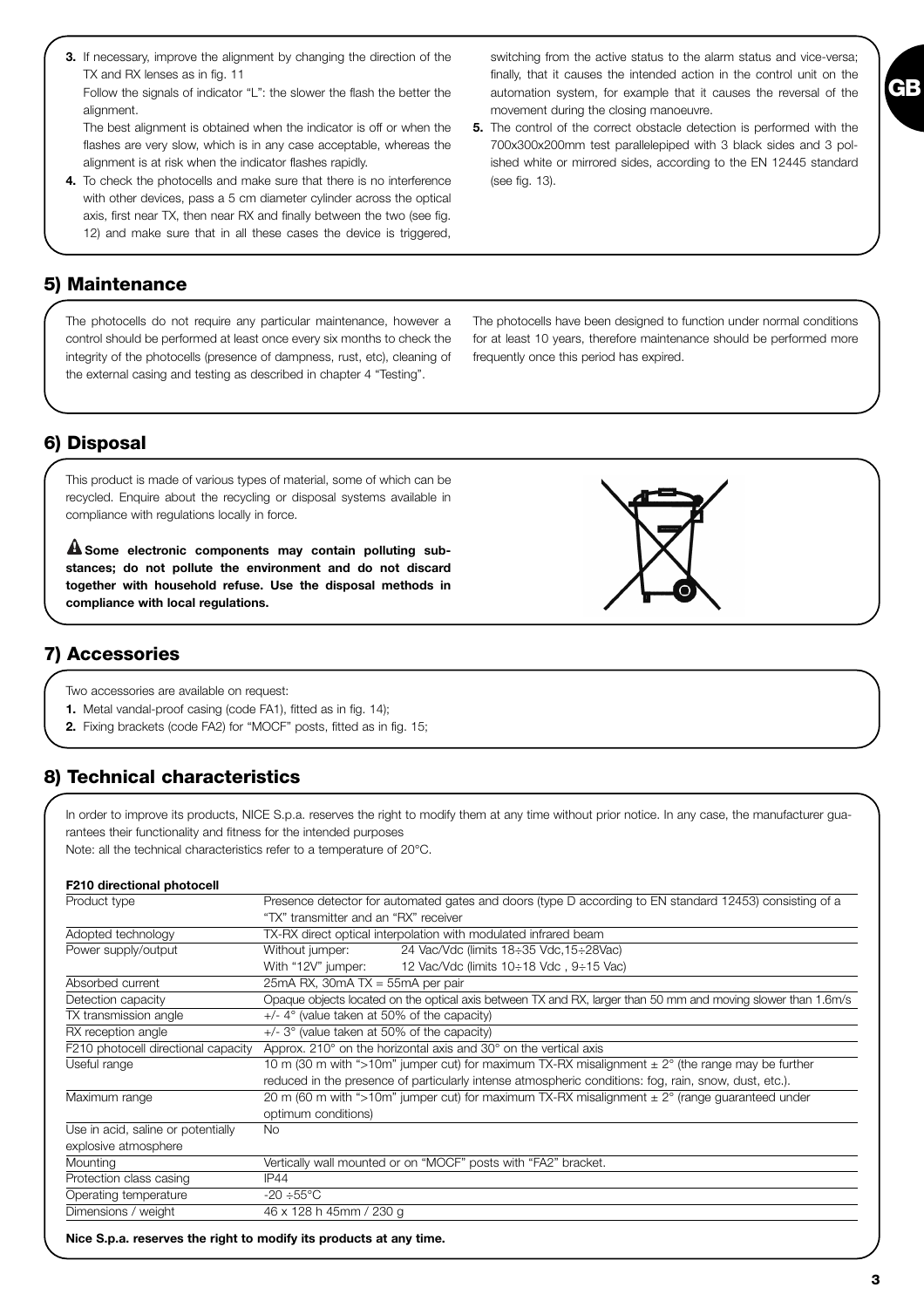3. If necessary, improve the alignment by changing the direction of the TX and RX lenses as in fig. 11
   Follow the signals of indicator "L": the slower the flash the better the alignment.
   The best alignment is obtained when the indicator is off or when the flashes are very slow, which is in any case acceptable, whereas the alignment is at risk when the indicator flashes rapidly.
4. To check the photocells and make sure that there is no interference with other devices, pass a 5 cm diameter cylinder across the optical axis, first near TX, then near RX and finally between the two (see fig. 12) and make sure that in all these cases the device is triggered, switching from the active status to the alarm status and vice-versa; finally, that it causes the intended action in the control unit on the automation system, for example that it causes the reversal of the movement during the closing manoeuvre.
5. The control of the correct obstacle detection is performed with the 700x300x200mm test parallelepiped with 3 black sides and 3 polished white or mirrored sides, according to the EN 12445 standard (see fig. 13).

## 5) Maintenance

The photocells do not require any particular maintenance, however a control should be performed at least once every six months to check the integrity of the photocells (presence of dampness, rust, etc), cleaning of the external casing and testing as described in chapter 4 "Testing".

The photocells have been designed to function under normal conditions for at least 10 years, therefore maintenance should be performed more frequently once this period has expired.

## 6) Disposal

This product is made of various types of material, some of which can be recycled. Enquire about the recycling or disposal systems available in compliance with regulations locally in force.

**⚠ Some electronic components may contain polluting substances; do not pollute the environment and do not discard together with household refuse. Use the disposal methods in compliance with local regulations.**

## 7) Accessories

Two accessories are available on request:

1. Metal vandal-proof casing (code FA1), fitted as in fig. 14);
2. Fixing brackets (code FA2) for "MOCF" posts, fitted as in fig. 15;

## 8) Technical characteristics

In order to improve its products, NICE S.p.a. reserves the right to modify them at any time without prior notice. In any case, the manufacturer guarantees their functionality and fitness for the intended purposes
Note: all the technical characteristics refer to a temperature of 20°C.

**F210 directional photocell**

| | |
|---|---|
| Product type | Presence detector for automated gates and doors (type D according to EN standard 12453) consisting of a "TX" transmitter and an "RX" receiver |
| Adopted technology | TX-RX direct optical interpolation with modulated infrared beam |
| Power supply/output | Without jumper: 24 Vac/Vdc (limits 18÷35 Vdc,15÷28Vac)<br>With "12V" jumper: 12 Vac/Vdc (limits 10÷18 Vdc , 9÷15 Vac) |
| Absorbed current | 25mA RX, 30mA TX = 55mA per pair |
| Detection capacity | Opaque objects located on the optical axis between TX and RX, larger than 50 mm and moving slower than 1.6m/s |
| TX transmission angle | +/- 4° (value taken at 50% of the capacity) |
| RX reception angle | +/- 3° (value taken at 50% of the capacity) |
| F210 photocell directional capacity | Approx. 210° on the horizontal axis and 30° on the vertical axis |
| Useful range | 10 m (30 m with ">10m" jumper cut) for maximum TX-RX misalignment ± 2° (the range may be further reduced in the presence of particularly intense atmospheric conditions: fog, rain, snow, dust, etc.). |
| Maximum range | 20 m (60 m with ">10m" jumper cut) for maximum TX-RX misalignment ± 2° (range guaranteed under optimum conditions) |
| Use in acid, saline or potentially explosive atmosphere | No |
| Mounting | Vertically wall mounted or on "MOCF" posts with "FA2" bracket. |
| Protection class casing | IP44 |
| Operating temperature | -20 ÷55°C |
| Dimensions / weight | 46 x 128 h 45mm / 230 g |

**Nice S.p.a. reserves the right to modify its products at any time.**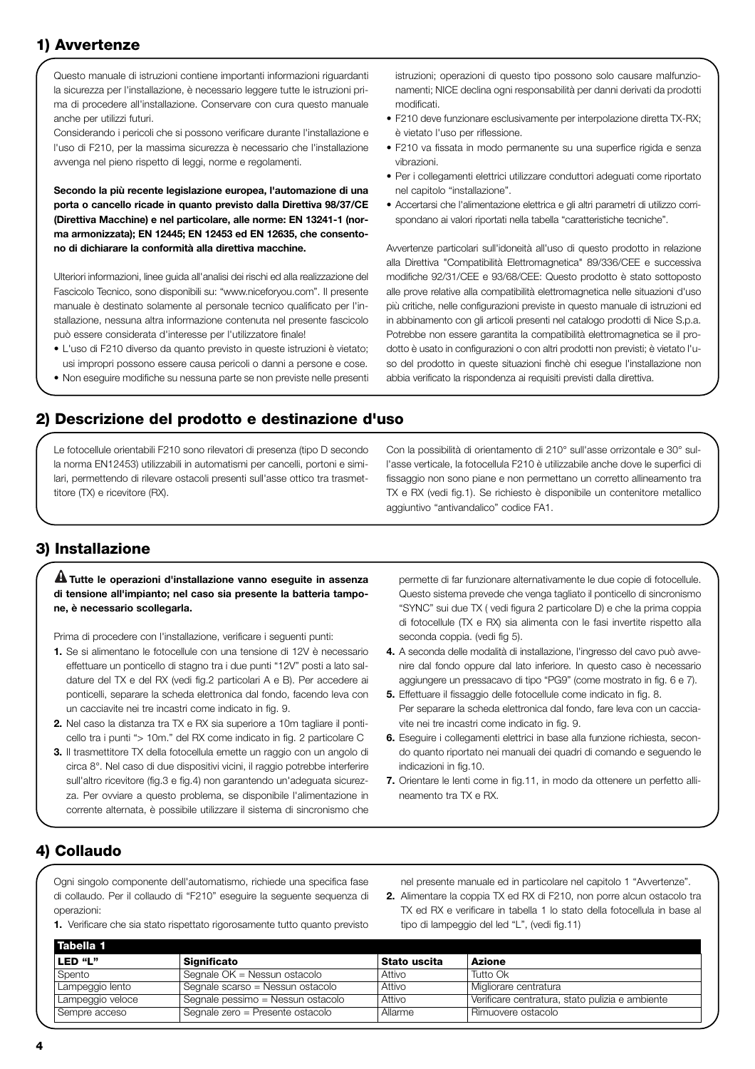## 1) Avvertenze

Questo manuale di istruzioni contiene importanti informazioni riguardanti la sicurezza per l'installazione, è necessario leggere tutte le istruzioni prima di procedere all'installazione. Conservare con cura questo manuale anche per utilizzi futuri.

Considerando i pericoli che si possono verificare durante l'installazione e l'uso di F210, per la massima sicurezza è necessario che l'installazione avvenga nel pieno rispetto di leggi, norme e regolamenti.

**Secondo la più recente legislazione europea, l'automazione di una porta o cancello ricade in quanto previsto dalla Direttiva 98/37/CE (Direttiva Macchine) e nel particolare, alle norme: EN 13241-1 (norma armonizzata); EN 12445; EN 12453 ed EN 12635, che consentono di dichiarare la conformità alla direttiva macchine.**

Ulteriori informazioni, linee guida all'analisi dei rischi ed alla realizzazione del Fascicolo Tecnico, sono disponibili su: "www.niceforyou.com". Il presente manuale è destinato solamente al personale tecnico qualificato per l'installazione, nessuna altra informazione contenuta nel presente fascicolo può essere considerata d'interesse per l'utilizzatore finale!

- L'uso di F210 diverso da quanto previsto in queste istruzioni è vietato; usi impropri possono essere causa pericoli o danni a persone e cose.
- Non eseguire modifiche su nessuna parte se non previste nelle presenti istruzioni; operazioni di questo tipo possono solo causare malfunzionamenti; NICE declina ogni responsabilità per danni derivati da prodotti modificati.
- F210 deve funzionare esclusivamente per interpolazione diretta TX-RX; è vietato l'uso per riflessione.
- F210 va fissata in modo permanente su una superfice rigida e senza vibrazioni.
- Per i collegamenti elettrici utilizzare conduttori adeguati come riportato nel capitolo "installazione".
- Accertarsi che l'alimentazione elettrica e gli altri parametri di utilizzo corrispondano ai valori riportati nella tabella "caratteristiche tecniche".

Avvertenze particolari sull'idoneità all'uso di questo prodotto in relazione alla Direttiva "Compatibilità Elettromagnetica" 89/336/CEE e successiva modifiche 92/31/CEE e 93/68/CEE: Questo prodotto è stato sottoposto alle prove relative alla compatibilità elettromagnetica nelle situazioni d'uso più critiche, nelle configurazioni previste in questo manuale di istruzioni ed in abbinamento con gli articoli presenti nel catalogo prodotti di Nice S.p.a. Potrebbe non essere garantita la compatibilità elettromagnetica se il prodotto è usato in configurazioni o con altri prodotti non previsti; è vietato l'uso del prodotto in queste situazioni finchè chi esegue l'installazione non abbia verificato la rispondenza ai requisiti previsti dalla direttiva.

## 2) Descrizione del prodotto e destinazione d'uso

Le fotocellule orientabili F210 sono rilevatori di presenza (tipo D secondo la norma EN12453) utilizzabili in automatismi per cancelli, portoni e similari, permettendo di rilevare ostacoli presenti sull'asse ottico tra trasmettitore (TX) e ricevitore (RX).

Con la possibilità di orientamento di 210° sull'asse orrizontale e 30° sull'asse verticale, la fotocellula F210 è utilizzabile anche dove le superfici di fissaggio non sono piane e non permettano un corretto allineamento tra TX e RX (vedi fig.1). Se richiesto è disponibile un contenitore metallico aggiuntivo "antivandalico" codice FA1.

## 3) Installazione

**⚠ Tutte le operazioni d'installazione vanno eseguite in assenza di tensione all'impianto; nel caso sia presente la batteria tampone, è necessario scollegarla.**

Prima di procedere con l'installazione, verificare i seguenti punti:

1. Se si alimentano le fotocellule con una tensione di 12V è necessario effettuare un ponticello di stagno tra i due punti "12V" posti a lato saldature del TX e del RX (vedi fig.2 particolari A e B). Per accedere ai ponticelli, separare la scheda elettronica dal fondo, facendo leva con un cacciavite nei tre incastri come indicato in fig. 9.
2. Nel caso la distanza tra TX e RX sia superiore a 10m tagliare il ponticello tra i punti "> 10m." del RX come indicato in fig. 2 particolare C
3. Il trasmettitore TX della fotocellula emette un raggio con un angolo di circa 8°. Nel caso di due dispositivi vicini, il raggio potrebbe interferire sull'altro ricevitore (fig.3 e fig.4) non garantendo un'adeguata sicurezza. Per ovviare a questo problema, se disponibile l'alimentazione in corrente alternata, è possibile utilizzare il sistema di sincronismo che permette di far funzionare alternativamente le due copie di fotocellule. Questo sistema prevede che venga tagliato il ponticello di sincronismo "SYNC" sui due TX ( vedi figura 2 particolare D) e che la prima coppia di fotocellule (TX e RX) sia alimenta con le fasi invertite rispetto alla seconda coppia. (vedi fig 5).
4. A seconda delle modalità di installazione, l'ingresso del cavo può avvenire dal fondo oppure dal lato inferiore. In questo caso è necessario aggiungere un pressacavo di tipo "PG9" (come mostrato in fig. 6 e 7).
5. Effettuare il fissaggio delle fotocellule come indicato in fig. 8. Per separare la scheda elettronica dal fondo, fare leva con un cacciavite nei tre incastri come indicato in fig. 9.
6. Eseguire i collegamenti elettrici in base alla funzione richiesta, secondo quanto riportato nei manuali dei quadri di comando e seguendo le indicazioni in fig.10.
7. Orientare le lenti come in fig.11, in modo da ottenere un perfetto allineamento tra TX e RX.

## 4) Collaudo

Ogni singolo componente dell'automatismo, richiede una specifica fase di collaudo. Per il collaudo di "F210" eseguire la seguente sequenza di operazioni:

1. Verificare che sia stato rispettato rigorosamente tutto quanto previsto nel presente manuale ed in particolare nel capitolo 1 "Avvertenze".
2. Alimentare la coppia TX ed RX di F210, non porre alcun ostacolo tra TX ed RX e verificare in tabella 1 lo stato della fotocellula in base al tipo di lampeggio del led "L", (vedi fig.11)

**Tabella 1**

| LED "L" | Significato | Stato uscita | Azione |
|---|---|---|---|
| Spento | Segnale OK = Nessun ostacolo | Attivo | Tutto Ok |
| Lampeggio lento | Segnale scarso = Nessun ostacolo | Attivo | Migliorare centratura |
| Lampeggio veloce | Segnale pessimo = Nessun ostacolo | Attivo | Verificare centratura, stato pulizia e ambiente |
| Sempre acceso | Segnale zero = Presente ostacolo | Allarme | Rimuovere ostacolo |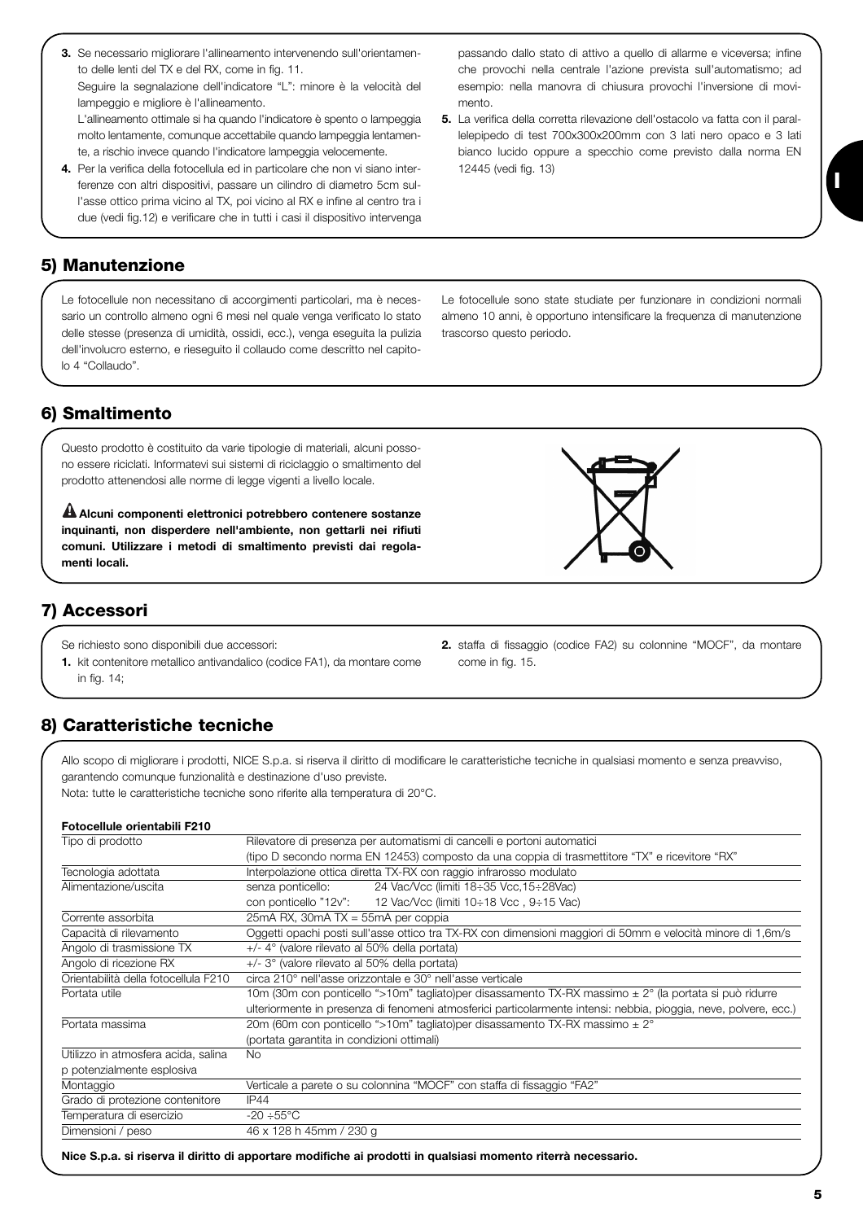3. Se necessario migliorare l'allineamento intervenendo sull'orientamento delle lenti del TX e del RX, come in fig. 11.
   Seguire la segnalazione dell'indicatore "L": minore è la velocità del lampeggio e migliore è l'allineamento.
   L'allineamento ottimale si ha quando l'indicatore è spento o lampeggia molto lentamente, comunque accettabile quando lampeggia lentamente, a rischio invece quando l'indicatore lampeggia velocemente.
4. Per la verifica della fotocellula ed in particolare che non vi siano interferenze con altri dispositivi, passare un cilindro di diametro 5cm sull'asse ottico prima vicino al TX, poi vicino al RX e infine al centro tra i due (vedi fig.12) e verificare che in tutti i casi il dispositivo intervenga passando dallo stato di attivo a quello di allarme e viceversa; infine che provochi nella centrale l'azione prevista sull'automatismo; ad esempio: nella manovra di chiusura provochi l'inversione di movimento.
5. La verifica della corretta rilevazione dell'ostacolo va fatta con il parallelepipedo di test 700x300x200mm con 3 lati nero opaco e 3 lati bianco lucido oppure a specchio come previsto dalla norma EN 12445 (vedi fig. 13)

## 5) Manutenzione

Le fotocellule non necessitano di accorgimenti particolari, ma è necessario un controllo almeno ogni 6 mesi nel quale venga verificato lo stato delle stesse (presenza di umidità, ossidi, ecc.), venga eseguita la pulizia dell'involucro esterno, e rieseguito il collaudo come descritto nel capitolo 4 "Collaudo".

Le fotocellule sono state studiate per funzionare in condizioni normali almeno 10 anni, è opportuno intensificare la frequenza di manutenzione trascorso questo periodo.

## 6) Smaltimento

Questo prodotto è costituito da varie tipologie di materiali, alcuni possono essere riciclati. Informatevi sui sistemi di riciclaggio o smaltimento del prodotto attenendosi alle norme di legge vigenti a livello locale.

**⚠ Alcuni componenti elettronici potrebbero contenere sostanze inquinanti, non disperdere nell'ambiente, non gettarli nei rifiuti comuni. Utilizzare i metodi di smaltimento previsti dai regolamenti locali.**

## 7) Accessori

Se richiesto sono disponibili due accessori:

1. kit contenitore metallico antivandalico (codice FA1), da montare come in fig. 14;
2. staffa di fissaggio (codice FA2) su colonnine "MOCF", da montare come in fig. 15.

## 8) Caratteristiche tecniche

Allo scopo di migliorare i prodotti, NICE S.p.a. si riserva il diritto di modificare le caratteristiche tecniche in qualsiasi momento e senza preavviso, garantendo comunque funzionalità e destinazione d'uso previste.
Nota: tutte le caratteristiche tecniche sono riferite alla temperatura di 20°C.

**Fotocellule orientabili F210**

| | |
|---|---|
| Tipo di prodotto | Rilevatore di presenza per automatismi di cancelli e portoni automatici (tipo D secondo norma EN 12453) composto da una coppia di trasmettitore "TX" e ricevitore "RX" |
| Tecnologia adottata | Interpolazione ottica diretta TX-RX con raggio infrarosso modulato |
| Alimentazione/uscita | senza ponticello: 24 Vac/Vcc (limiti 18÷35 Vcc,15÷28Vac)<br>con ponticello "12v": 12 Vac/Vcc (limiti 10÷18 Vcc , 9÷15 Vac) |
| Corrente assorbita | 25mA RX, 30mA TX = 55mA per coppia |
| Capacità di rilevamento | Oggetti opachi posti sull'asse ottico tra TX-RX con dimensioni maggiori di 50mm e velocità minore di 1,6m/s |
| Angolo di trasmissione TX | +/- 4° (valore rilevato al 50% della portata) |
| Angolo di ricezione RX | +/- 3° (valore rilevato al 50% della portata) |
| Orientabilità della fotocellula F210 | circa 210° nell'asse orizzontale e 30° nell'asse verticale |
| Portata utile | 10m (30m con ponticello ">10m" tagliato)per disassamento TX-RX massimo ± 2° (la portata si può ridurre ulteriormente in presenza di fenomeni atmosferici particolarmente intensi: nebbia, pioggia, neve, polvere, ecc.) |
| Portata massima | 20m (60m con ponticello ">10m" tagliato)per disassamento TX-RX massimo ± 2° (portata garantita in condizioni ottimali) |
| Utilizzo in atmosfera acida, salina p potenzialmente esplosiva | No |
| Montaggio | Verticale a parete o su colonnina "MOCF" con staffa di fissaggio "FA2" |
| Grado di protezione contenitore | IP44 |
| Temperatura di esercizio | -20 ÷55°C |
| Dimensioni / peso | 46 x 128 h 45mm / 230 g |

**Nice S.p.a. si riserva il diritto di apportare modifiche ai prodotti in qualsiasi momento riterrà necessario.**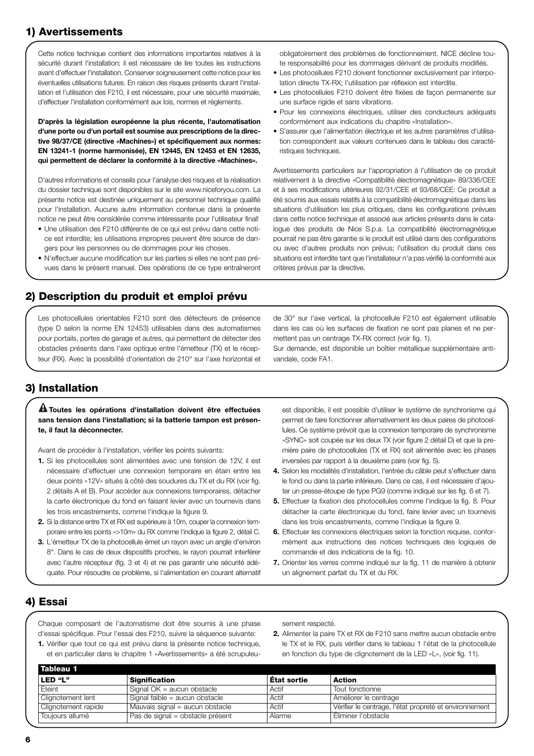## 1) Avertissements

Cette notice technique contient des informations importantes relatives à la sécurité durant l'installation; il est nécessaire de lire toutes les instructions avant d'effectuer l'installation. Conserver soigneusement cette notice pour les éventuelles utilisations futures. En raison des risques présents durant l'installation et l'utilisation des F210, il est nécessaire, pour une sécurité maximale, d'effectuer l'installation conformément aux lois, normes et règlements.

**D'après la législation européenne la plus récente, l'automatisation d'une porte ou d'un portail est soumise aux prescriptions de la directive 98/37/CE (directive «Machines») et spécifiquement aux normes: EN 13241-1 (norme harmonisée), EN 12445, EN 12453 et EN 12635, qui permettent de déclarer la conformité à la directive «Machines».**

D'autres informations et conseils pour l'analyse des risques et la réalisation du dossier technique sont disponibles sur le site www.niceforyou.com. La présente notice est destinée uniquement au personnel technique qualifié pour l'installation. Aucune autre information contenue dans la présente notice ne peut être considérée comme intéressante pour l'utilisateur final!

- Une utilisation des F210 différente de ce qui est prévu dans cette notice est interdite; les utilisations impropres peuvent être source de dangers pour les personnes ou de dommages pour les choses.
- N'effectuer aucune modification sur les parties si elles ne sont pas prévues dans le présent manuel. Des opérations de ce type entraîneront obligatoirement des problèmes de fonctionnement. NICE décline toute responsabilité pour les dommages dérivant de produits modifiés.
- Les photocellules F210 doivent fonctionner exclusivement par interpolation directe TX-RX; l'utilisation par réflexion est interdite.
- Les photocellules F210 doivent être fixées de façon permanente sur une surface rigide et sans vibrations.
- Pour les connexions électriques, utiliser des conducteurs adéquats conformément aux indications du chapitre «Installation».
- S'assurer que l'alimentation électrique et les autres paramètres d'utilisation correspondent aux valeurs contenues dans le tableau des caractéristiques techniques.

Avertissements particuliers sur l'appropriation à l'utilisation de ce produit relativement à la directive «Compatibilité électromagnétique» 89/336/CEE et à ses modifications ultérieures 92/31/CEE et 93/68/CEE: Ce produit a été soumis aux essais relatifs à la compatibilité électromagnétique dans les situations d'utilisation les plus critiques, dans les configurations prévues dans cette notice technique et associé aux articles présents dans le catalogue des produits de Nice S.p.a. La compatibilité électromagnétique pourrait ne pas être garantie si le produit est utilisé dans des configurations ou avec d'autres produits non prévus; l'utilisation du produit dans ces situations est interdite tant que l'installateur n'a pas vérifié la conformité aux critères prévus par la directive.

## 2) Description du produit et emploi prévu

Les photocellules orientables F210 sont des détecteurs de présence (type D selon la norme EN 12453) utilisables dans des automatismes pour portails, portes de garage et autres, qui permettent de détecter des obstacles présents dans l'axe optique entre l'émetteur (TX) et le récepteur (RX). Avec la possibilité d'orientation de 210° sur l'axe horizontal et de 30° sur l'axe vertical, la photocellule F210 est également utilisable dans les cas où les surfaces de fixation ne sont pas planes et ne permettent pas un centrage TX-RX correct (voir fig. 1).
Sur demande, est disponible un boîtier métallique supplémentaire antivandale, code FA1.

## 3) Installation

**⚠ Toutes les opérations d'installation doivent être effectuées sans tension dans l'installation; si la batterie tampon est présente, il faut la déconnecter.**

Avant de procéder à l'installation, vérifier les points suivants:

1. Si les photocellules sont alimentées avec une tension de 12V, il est nécessaire d'effectuer une connexion temporaire en étain entre les deux points «12V» situés à côté des soudures du TX et du RX (voir fig. 2 détails A et B). Pour accéder aux connexions temporaires, détacher la carte électronique du fond en faisant levier avec un tournevis dans les trois encastrements, comme l'indique la figure 9.
2. Si la distance entre TX et RX est supérieure à 10m, couper la connexion temporaire entre les points «>10m» du RX comme l'indique la figure 2, détail C.
3. L'émetteur TX de la photocellule émet un rayon avec un angle d'environ 8°. Dans le cas de deux dispositifs proches, le rayon pourrait interférer avec l'autre récepteur (fig. 3 et 4) et ne pas garantir une sécurité adéquate. Pour résoudre ce problème, si l'alimentation en courant alternatif est disponible, il est possible d'utiliser le système de synchronisme qui permet de faire fonctionner alternativement les deux paires de photocellules. Ce système prévoit que la connexion temporaire de synchronisme «SYNC» soit coupée sur les deux TX (voir figure 2 détail D) et que la première paire de photocellules (TX et RX) soit alimentée avec les phases inversées par rapport à la deuxième paire (voir fig. 5).
4. Selon les modalités d'installation, l'entrée du câble peut s'effectuer dans le fond ou dans la partie inférieure. Dans ce cas, il est nécessaire d'ajouter un presse-étoupe de type PG9 (comme indiqué sur les fig. 6 et 7).
5. Effectuer la fixation des photocellules comme l'indique la fig. 8. Pour détacher la carte électronique du fond, faire levier avec un tournevis dans les trois encastrements, comme l'indique la figure 9.
6. Effectuer les connexions électriques selon la fonction requise, conformément aux instructions des notices techniques des logiques de commande et des indications de la fig. 10.
7. Orienter les verres comme indiqué sur la fig. 11 de manière à obtenir un alignement parfait du TX et du RX.

## 4) Essai

Chaque composant de l'automatisme doit être soumis à une phase d'essai spécifique. Pour l'essai des F210, suivre la séquence suivante:

1. Vérifier que tout ce qui est prévu dans la présente notice technique, et en particulier dans le chapitre 1 «Avertissements» a été scrupuleusement respecté.
2. Alimenter la paire TX et RX de F210 sans mettre aucun obstacle entre le TX et le RX, puis vérifier dans le tableau 1 l'état de la photocellule en fonction du type de clignotement de la LED «L», (voir fig. 11).

**Tableau 1**

| LED "L" | Signification | État sortie | Action |
|---|---|---|---|
| Éteint | Signal OK = aucun obstacle | Actif | Tout fonctionne |
| Clignotement lent | Signal faible = aucun obstacle | Actif | Améliorer le centrage |
| Clignotement rapide | Mauvais signal = aucun obstacle | Actif | Vérifier le centrage, l'état propreté et environnement |
| Toujours allumé | Pas de signal = obstacle présent | Alarme | Éliminer l'obstacle |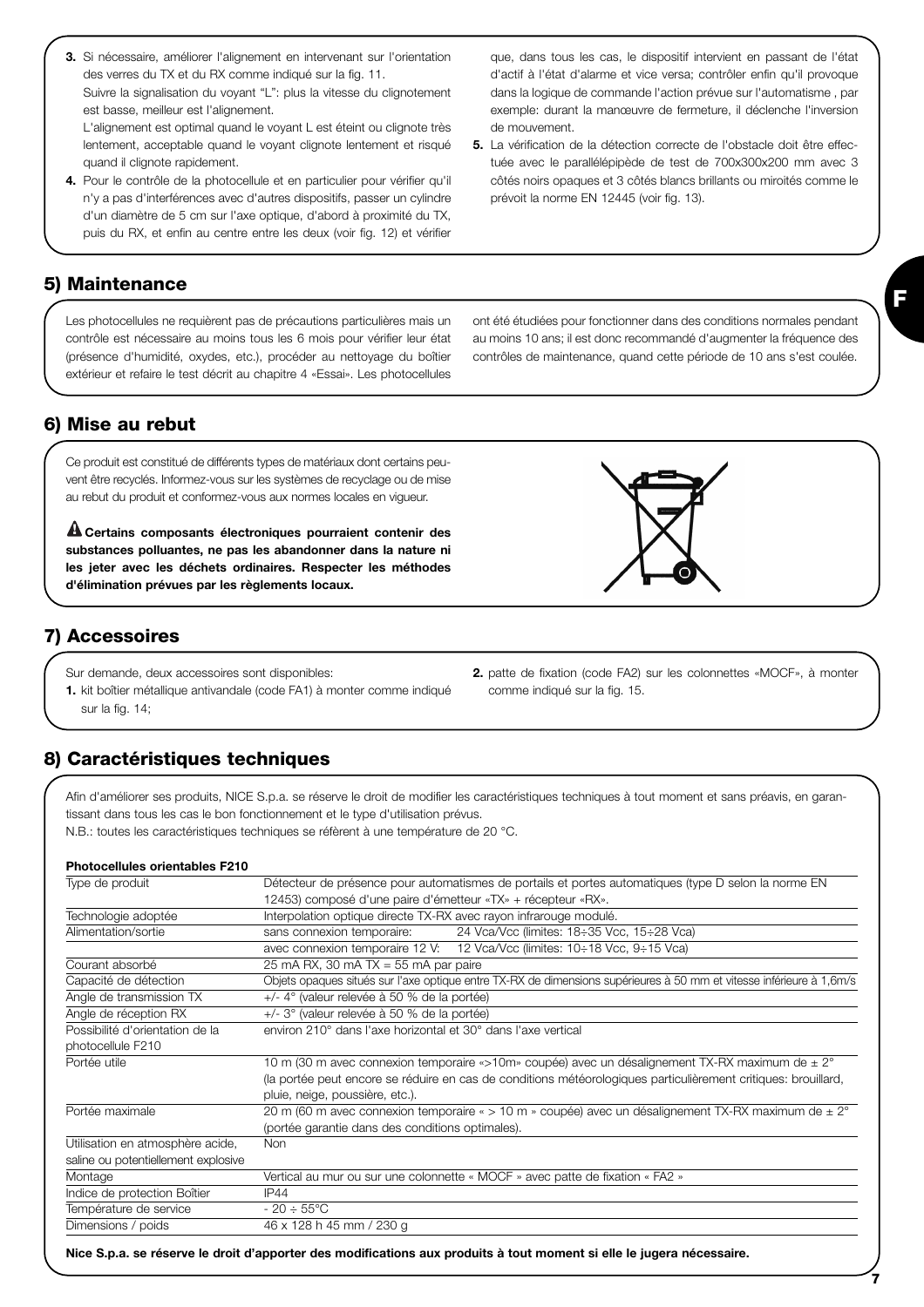3. Si nécessaire, améliorer l'alignement en intervenant sur l'orientation des verres du TX et du RX comme indiqué sur la fig. 11.
   Suivre la signalisation du voyant "L": plus la vitesse du clignotement est basse, meilleur est l'alignement.
   L'alignement est optimal quand le voyant L est éteint ou clignote très lentement, acceptable quand le voyant clignote lentement et risqué quand il clignote rapidement.
4. Pour le contrôle de la photocellule et en particulier pour vérifier qu'il n'y a pas d'interférences avec d'autres dispositifs, passer un cylindre d'un diamètre de 5 cm sur l'axe optique, d'abord à proximité du TX, puis du RX, et enfin au centre entre les deux (voir fig. 12) et vérifier que, dans tous les cas, le dispositif intervient en passant de l'état d'actif à l'état d'alarme et vice versa; contrôler enfin qu'il provoque dans la logique de commande l'action prévue sur l'automatisme , par exemple: durant la manœuvre de fermeture, il déclenche l'inversion de mouvement.
5. La vérification de la détection correcte de l'obstacle doit être effectuée avec le parallélépipède de test de 700x300x200 mm avec 3 côtés noirs opaques et 3 côtés blancs brillants ou miroités comme le prévoit la norme EN 12445 (voir fig. 13).

## 5) Maintenance

Les photocellules ne requièrent pas de précautions particulières mais un contrôle est nécessaire au moins tous les 6 mois pour vérifier leur état (présence d'humidité, oxydes, etc.), procéder au nettoyage du boîtier extérieur et refaire le test décrit au chapitre 4 «Essai». Les photocellules ont été étudiées pour fonctionner dans des conditions normales pendant au moins 10 ans; il est donc recommandé d'augmenter la fréquence des contrôles de maintenance, quand cette période de 10 ans s'est coulée.

## 6) Mise au rebut

Ce produit est constitué de différents types de matériaux dont certains peuvent être recyclés. Informez-vous sur les systèmes de recyclage ou de mise au rebut du produit et conformez-vous aux normes locales en vigueur.

**Certains composants électroniques pourraient contenir des substances polluantes, ne pas les abandonner dans la nature ni les jeter avec les déchets ordinaires. Respecter les méthodes d'élimination prévues par les règlements locaux.**

## 7) Accessoires

Sur demande, deux accessoires sont disponibles:
1. kit boîtier métallique antivandale (code FA1) à monter comme indiqué sur la fig. 14;
2. patte de fixation (code FA2) sur les colonnettes «MOCF», à monter comme indiqué sur la fig. 15.

## 8) Caractéristiques techniques

Afin d'améliorer ses produits, NICE S.p.a. se réserve le droit de modifier les caractéristiques techniques à tout moment et sans préavis, en garantissant dans tous les cas le bon fonctionnement et le type d'utilisation prévus.
N.B.: toutes les caractéristiques techniques se réfèrent à une température de 20 °C.

**Photocellules orientables F210**

| | |
|---|---|
| Type de produit | Détecteur de présence pour automatismes de portails et portes automatiques (type D selon la norme EN 12453) composé d'une paire d'émetteur «TX» + récepteur «RX». |
| Technologie adoptée | Interpolation optique directe TX-RX avec rayon infrarouge modulé. |
| Alimentation/sortie | sans connexion temporaire: 24 Vca/Vcc (limites: 18÷35 Vcc, 15÷28 Vca) |
| | avec connexion temporaire 12 V: 12 Vca/Vcc (limites: 10÷18 Vcc, 9÷15 Vca) |
| Courant absorbé | 25 mA RX, 30 mA TX = 55 mA par paire |
| Capacité de détection | Objets opaques situés sur l'axe optique entre TX-RX de dimensions supérieures à 50 mm et vitesse inférieure à 1,6m/s |
| Angle de transmission TX | +/- 4° (valeur relevée à 50 % de la portée) |
| Angle de réception RX | +/- 3° (valeur relevée à 50 % de la portée) |
| Possibilité d'orientation de la photocellule F210 | environ 210° dans l'axe horizontal et 30° dans l'axe vertical |
| Portée utile | 10 m (30 m avec connexion temporaire «>10m» coupée) avec un désalignement TX-RX maximum de ± 2° (la portée peut encore se réduire en cas de conditions météorologiques particulièrement critiques: brouillard, pluie, neige, poussière, etc.). |
| Portée maximale | 20 m (60 m avec connexion temporaire « > 10 m » coupée) avec un désalignement TX-RX maximum de ± 2° (portée garantie dans des conditions optimales). |
| Utilisation en atmosphère acide, saline ou potentiellement explosive | Non |
| Montage | Vertical au mur ou sur une colonnette « MOCF » avec patte de fixation « FA2 » |
| Indice de protection Boîtier | IP44 |
| Température de service | - 20 ÷ 55°C |
| Dimensions / poids | 46 x 128 h 45 mm / 230 g |

**Nice S.p.a. se réserve le droit d'apporter des modifications aux produits à tout moment si elle le jugera nécessaire.**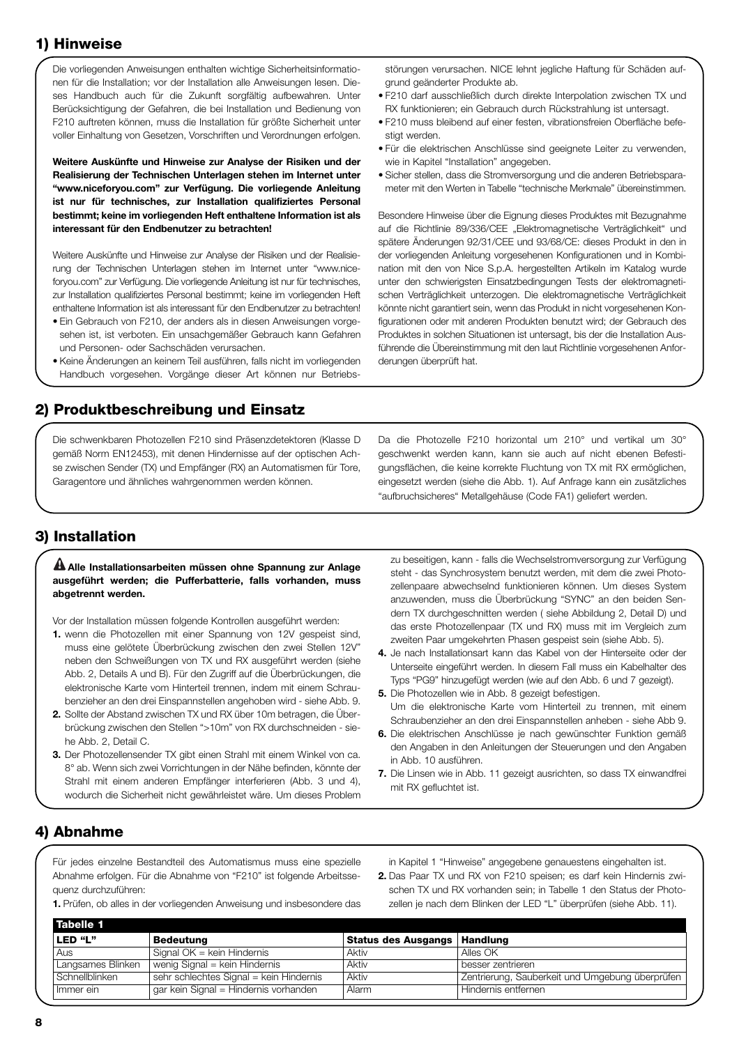## 1) Hinweise

Die vorliegenden Anweisungen enthalten wichtige Sicherheitsinformationen für die Installation; vor der Installation alle Anweisungen lesen. Dieses Handbuch auch für die Zukunft sorgfältig aufbewahren. Unter Berücksichtigung der Gefahren, die bei Installation und Bedienung von F210 auftreten können, muss die Installation für größte Sicherheit unter voller Einhaltung von Gesetzen, Vorschriften und Verordnungen erfolgen.

**Weitere Auskünfte und Hinweise zur Analyse der Risiken und der Realisierung der Technischen Unterlagen stehen im Internet unter "www.niceforyou.com" zur Verfügung. Die vorliegende Anleitung ist nur für technisches, zur Installation qualifiziertes Personal bestimmt; keine im vorliegenden Heft enthaltene Information ist als interessant für den Endbenutzer zu betrachten!**

Weitere Auskünfte und Hinweise zur Analyse der Risiken und der Realisierung der Technischen Unterlagen stehen im Internet unter "www.niceforyou.com" zur Verfügung. Die vorliegende Anleitung ist nur für technisches, zur Installation qualifiziertes Personal bestimmt; keine im vorliegenden Heft enthaltene Information ist als interessant für den Endbenutzer zu betrachten!

- Ein Gebrauch von F210, der anders als in diesen Anweisungen vorgesehen ist, ist verboten. Ein unsachgemäßer Gebrauch kann Gefahren und Personen- oder Sachschäden verursachen.
- Keine Änderungen an keinem Teil ausführen, falls nicht im vorliegenden Handbuch vorgesehen. Vorgänge dieser Art können nur Betriebsstörungen verursachen. NICE lehnt jegliche Haftung für Schäden aufgrund geänderter Produkte ab.
- F210 darf ausschließlich durch direkte Interpolation zwischen TX und RX funktionieren; ein Gebrauch durch Rückstrahlung ist untersagt.
- F210 muss bleibend auf einer festen, vibrationsfreien Oberfläche befestigt werden.
- Für die elektrischen Anschlüsse sind geeignete Leiter zu verwenden, wie in Kapitel "Installation" angegeben.
- Sicher stellen, dass die Stromversorgung und die anderen Betriebsparameter mit den Werten in Tabelle "technische Merkmale" übereinstimmen.

Besondere Hinweise über die Eignung dieses Produktes mit Bezugnahme auf die Richtlinie 89/336/CEE „Elektromagnetische Verträglichkeit" und spätere Änderungen 92/31/CEE und 93/68/CE: dieses Produkt in den in der vorliegenden Anleitung vorgesehenen Konfigurationen und in Kombination mit den von Nice S.p.A. hergestellten Artikeln im Katalog wurde unter den schwierigsten Einsatzbedingungen Tests der elektromagnetischen Verträglichkeit unterzogen. Die elektromagnetische Verträglichkeit könnte nicht garantiert sein, wenn das Produkt in nicht vorgesehenen Konfigurationen oder mit anderen Produkten benutzt wird; der Gebrauch des Produktes in solchen Situationen ist untersagt, bis der die Installation Ausführende die Übereinstimmung mit den laut Richtlinie vorgesehenen Anforderungen überprüft hat.

## 2) Produktbeschreibung und Einsatz

Die schwenkbaren Photozellen F210 sind Präsenzdetektoren (Klasse D gemäß Norm EN12453), mit denen Hindernisse auf der optischen Achse zwischen Sender (TX) und Empfänger (RX) an Automatismen für Tore, Garagentore und ähnliches wahrgenommen werden können.

Da die Photozelle F210 horizontal um 210° und vertikal um 30° geschwenkt werden kann, kann sie auch auf nicht ebenen Befestigungsflächen, die keine korrekte Fluchtung von TX mit RX ermöglichen, eingesetzt werden (siehe die Abb. 1). Auf Anfrage kann ein zusätzliches "aufbruchsicheres" Metallgehäuse (Code FA1) geliefert werden.

## 3) Installation

**⚠ Alle Installationsarbeiten müssen ohne Spannung zur Anlage ausgeführt werden; die Pufferbatterie, falls vorhanden, muss abgetrennt werden.**

Vor der Installation müssen folgende Kontrollen ausgeführt werden:

1. wenn die Photozellen mit einer Spannung von 12V gespeist sind, muss eine gelötete Überbrückung zwischen den zwei Stellen 12V" neben den Schweißungen von TX und RX ausgeführt werden (siehe Abb. 2, Details A und B). Für den Zugriff auf die Überbrückungen, die elektronische Karte vom Hinterteil trennen, indem mit einem Schraubenzieher an den drei Einspannstellen angehoben wird - siehe Abb. 9.
2. Sollte der Abstand zwischen TX und RX über 10m betragen, die Überbrückung zwischen den Stellen ">10m" von RX durchschneiden - siehe Abb. 2, Detail C.
3. Der Photozellensender TX gibt einen Strahl mit einem Winkel von ca. 8° ab. Wenn sich zwei Vorrichtungen in der Nähe befinden, könnte der Strahl mit einem anderen Empfänger interferieren (Abb. 3 und 4), wodurch die Sicherheit nicht gewährleistet wäre. Um dieses Problem zu beseitigen, kann - falls die Wechselstromversorgung zur Verfügung steht - das Synchrosystem benutzt werden, mit dem die zwei Photozellenpaare abwechselnd funktionieren können. Um dieses System anzuwenden, muss die Überbrückung "SYNC" an den beiden Sendern TX durchgeschnitten werden ( siehe Abbildung 2, Detail D) und das erste Photozellenpaar (TX und RX) muss mit im Vergleich zum zweiten Paar umgekehrten Phasen gespeist sein (siehe Abb. 5).
4. Je nach Installationsart kann das Kabel von der Hinterseite oder der Unterseite eingeführt werden. In diesem Fall muss ein Kabelhalter des Typs "PG9" hinzugefügt werden (wie auf den Abb. 6 und 7 gezeigt).
5. Die Photozellen wie in Abb. 8 gezeigt befestigen.
   Um die elektronische Karte vom Hinterteil zu trennen, mit einem Schraubenzieher an den drei Einspannstellen anheben - siehe Abb 9.
6. Die elektrischen Anschlüsse je nach gewünschter Funktion gemäß den Angaben in den Anleitungen der Steuerungen und den Angaben in Abb. 10 ausführen.
7. Die Linsen wie in Abb. 11 gezeigt ausrichten, so dass TX einwandfrei mit RX gefluchtet ist.

## 4) Abnahme

Für jedes einzelne Bestandteil des Automatismus muss eine spezielle Abnahme erfolgen. Für die Abnahme von "F210" ist folgende Arbeitssequenz durchzuführen:

1. Prüfen, ob alles in der vorliegenden Anweisung und insbesondere das in Kapitel 1 "Hinweise" angegebene genauestens eingehalten ist.
2. Das Paar TX und RX von F210 speisen; es darf kein Hindernis zwischen TX und RX vorhanden sein; in Tabelle 1 den Status der Photozellen je nach dem Blinken der LED "L" überprüfen (siehe Abb. 11).

**Tabelle 1**

| LED "L" | Bedeutung | Status des Ausgangs | Handlung |
|---|---|---|---|
| Aus | Signal OK = kein Hindernis | Aktiv | Alles OK |
| Langsames Blinken | wenig Signal = kein Hindernis | Aktiv | besser zentrieren |
| Schnellblinken | sehr schlechtes Signal = kein Hindernis | Aktiv | Zentrierung, Sauberkeit und Umgebung überprüfen |
| Immer ein | gar kein Signal = Hindernis vorhanden | Alarm | Hindernis entfernen |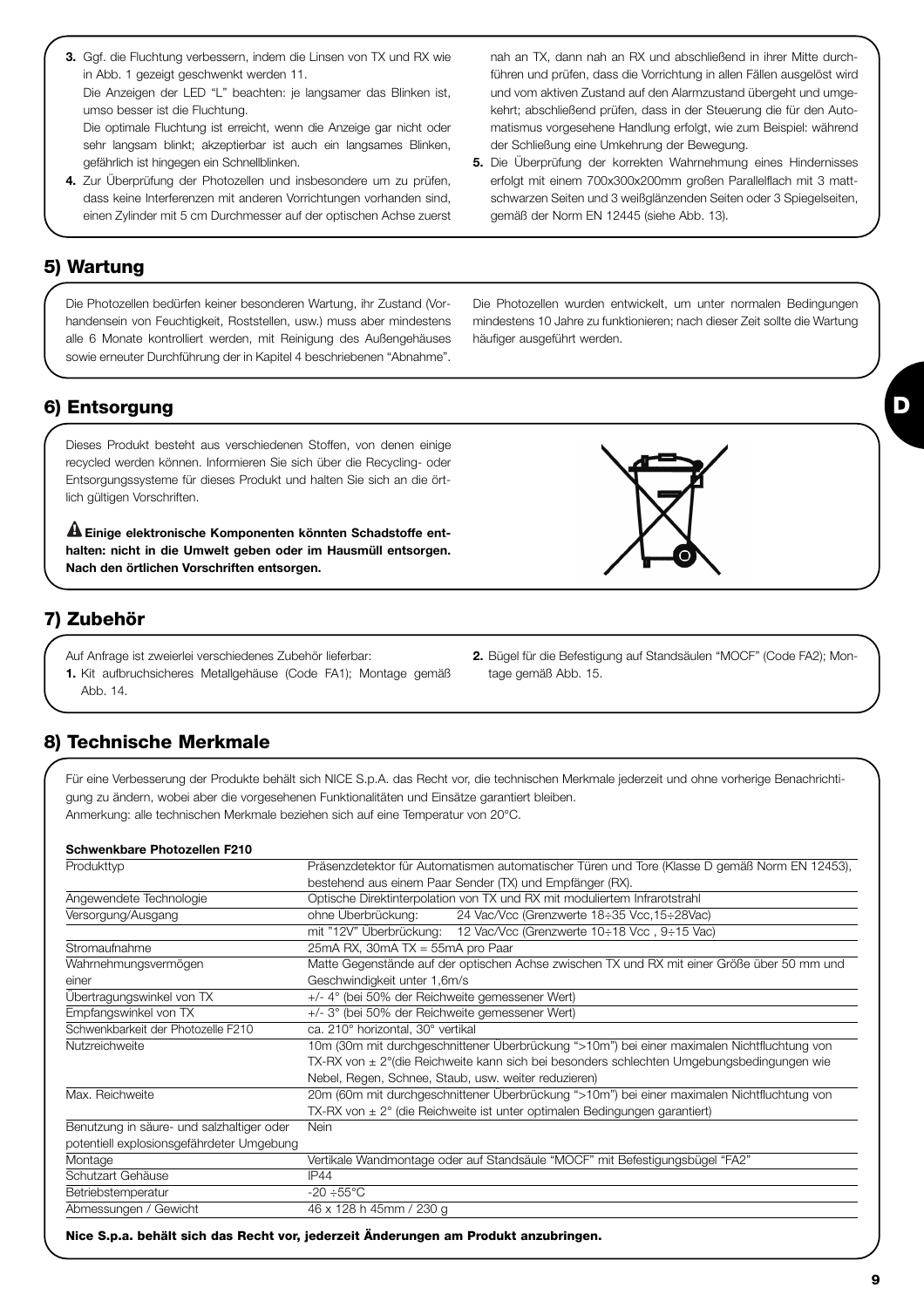3. Ggf. die Fluchtung verbessern, indem die Linsen von TX und RX wie in Abb. 1 gezeigt geschwenkt werden 11.
   Die Anzeigen der LED "L" beachten: je langsamer das Blinken ist, umso besser ist die Fluchtung.
   Die optimale Fluchtung ist erreicht, wenn die Anzeige gar nicht oder sehr langsam blinkt; akzeptierbar ist auch ein langsames Blinken, gefährlich ist hingegen ein Schnellblinken.
4. Zur Überprüfung der Photozellen und insbesondere um zu prüfen, dass keine Interferenzen mit anderen Vorrichtungen vorhanden sind, einen Zylinder mit 5 cm Durchmesser auf der optischen Achse zuerst nah an TX, dann nah an RX und abschließend in ihrer Mitte durchführen und prüfen, dass die Vorrichtung in allen Fällen ausgelöst wird und vom aktiven Zustand auf den Alarmzustand übergeht und umgekehrt; abschließend prüfen, dass in der Steuerung die für den Automatismus vorgesehene Handlung erfolgt, wie zum Beispiel: während der Schließung eine Umkehrung der Bewegung.
5. Die Überprüfung der korrekten Wahrnehmung eines Hindernisses erfolgt mit einem 700x300x200mm großen Parallelflach mit 3 mattschwarzen Seiten und 3 weißglänzenden Seiten oder 3 Spiegelseiten, gemäß der Norm EN 12445 (siehe Abb. 13).

## 5) Wartung

Die Photozellen bedürfen keiner besonderen Wartung, ihr Zustand (Vorhandensein von Feuchtigkeit, Roststellen, usw.) muss aber mindestens alle 6 Monate kontrolliert werden, mit Reinigung des Außengehäuses sowie erneuter Durchführung der in Kapitel 4 beschriebenen "Abnahme".

Die Photozellen wurden entwickelt, um unter normalen Bedingungen mindestens 10 Jahre zu funktionieren; nach dieser Zeit sollte die Wartung häufiger ausgeführt werden.

## 6) Entsorgung

Dieses Produkt besteht aus verschiedenen Stoffen, von denen einige recycled werden können. Informieren Sie sich über die Recycling- oder Entsorgungssysteme für dieses Produkt und halten Sie sich an die örtlich gültigen Vorschriften.

**⚠ Einige elektronische Komponenten könnten Schadstoffe enthalten: nicht in die Umwelt geben oder im Hausmüll entsorgen. Nach den örtlichen Vorschriften entsorgen.**

## 7) Zubehör

Auf Anfrage ist zweierlei verschiedenes Zubehör lieferbar:

1. Kit aufbruchsicheres Metallgehäuse (Code FA1); Montage gemäß Abb. 14.
2. Bügel für die Befestigung auf Standsäulen "MOCF" (Code FA2); Montage gemäß Abb. 15.

## 8) Technische Merkmale

Für eine Verbesserung der Produkte behält sich NICE S.p.A. das Recht vor, die technischen Merkmale jederzeit und ohne vorherige Benachrichtigung zu ändern, wobei aber die vorgesehenen Funktionalitäten und Einsätze garantiert bleiben.
Anmerkung: alle technischen Merkmale beziehen sich auf eine Temperatur von 20°C.

**Schwenkbare Photozellen F210**

| | |
|---|---|
| Produkttyp | Präsenzdetektor für Automatismen automatischer Türen und Tore (Klasse D gemäß Norm EN 12453), bestehend aus einem Paar Sender (TX) und Empfänger (RX). |
| Angewendete Technologie | Optische Direktinterpolation von TX und RX mit moduliertem Infrarotstrahl |
| Versorgung/Ausgang | ohne Überbrückung: 24 Vac/Vcc (Grenzwerte 18÷35 Vcc,15÷28Vac) |
| | mit "12V" Überbrückung: 12 Vac/Vcc (Grenzwerte 10÷18 Vcc , 9÷15 Vac) |
| Stromaufnahme | 25mA RX, 30mA TX = 55mA pro Paar |
| Wahrnehmungsvermögen einer | Matte Gegenstände auf der optischen Achse zwischen TX und RX mit einer Größe über 50 mm und Geschwindigkeit unter 1,6m/s |
| Übertragungswinkel von TX | +/- 4° (bei 50% der Reichweite gemessener Wert) |
| Empfangswinkel von TX | +/- 3° (bei 50% der Reichweite gemessener Wert) |
| Schwenkbarkeit der Photozelle F210 | ca. 210° horizontal, 30° vertikal |
| Nutzreichweite | 10m (30m mit durchgeschnittener Überbrückung ">10m") bei einer maximalen Nichtfluchtung von TX-RX von ± 2°(die Reichweite kann sich bei besonders schlechten Umgebungsbedingungen wie Nebel, Regen, Schnee, Staub, usw. weiter reduzieren) |
| Max. Reichweite | 20m (60m mit durchgeschnittener Überbrückung ">10m") bei einer maximalen Nichtfluchtung von TX-RX von ± 2° (die Reichweite ist unter optimalen Bedingungen garantiert) |
| Benutzung in säure- und salzhaltiger oder potentiell explosionsgefährdeter Umgebung | Nein |
| Montage | Vertikale Wandmontage oder auf Standsäule "MOCF" mit Befestigungsbügel "FA2" |
| Schutzart Gehäuse | IP44 |
| Betriebstemperatur | -20 ÷55°C |
| Abmessungen / Gewicht | 46 x 128 h 45mm / 230 g |

**Nice S.p.a. behält sich das Recht vor, jederzeit Änderungen am Produkt anzubringen.**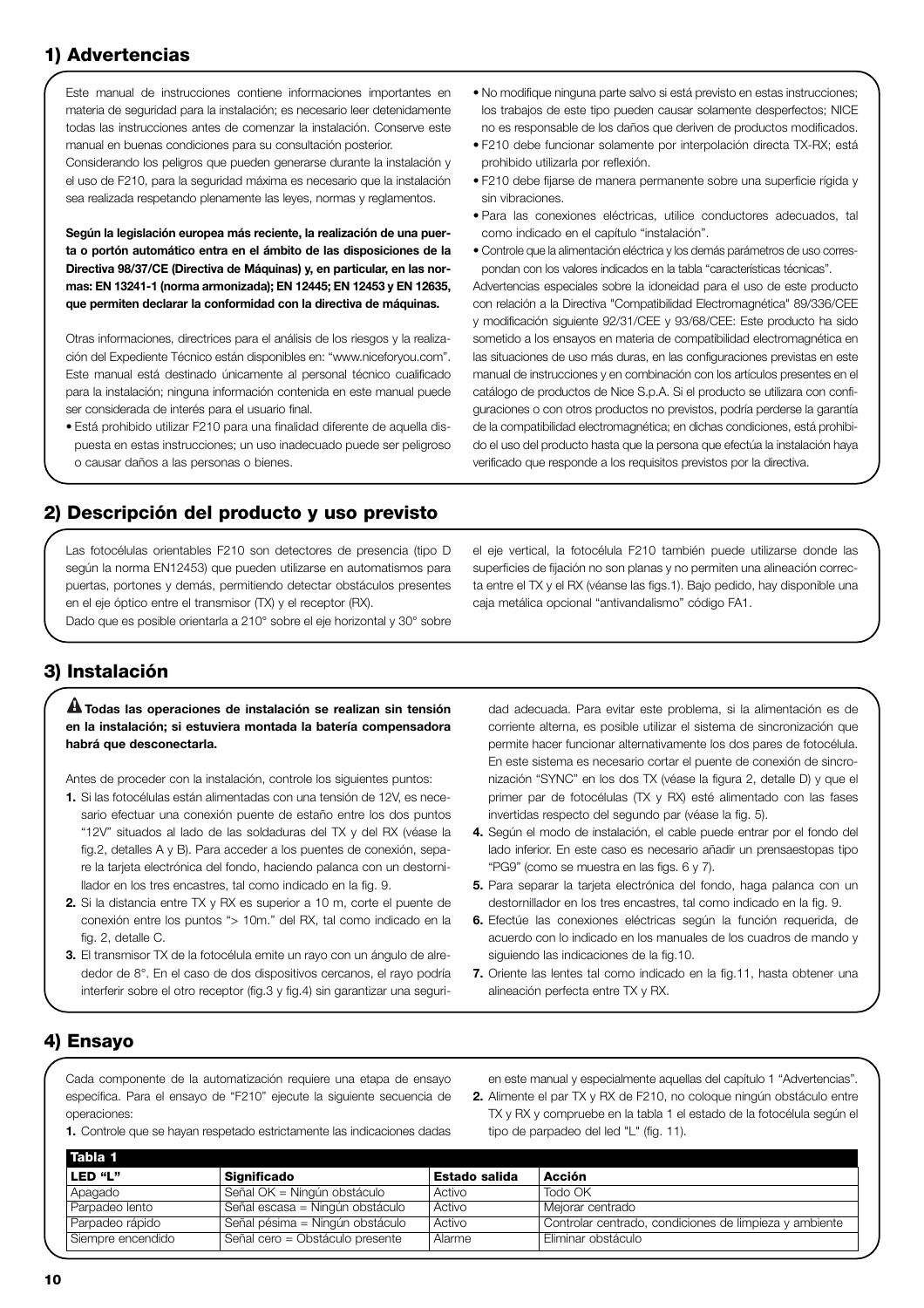## 1) Advertencias

Este manual de instrucciones contiene informaciones importantes en materia de seguridad para la instalación; es necesario leer detenidamente todas las instrucciones antes de comenzar la instalación. Conserve este manual en buenas condiciones para su consultación posterior.

Considerando los peligros que pueden generarse durante la instalación y el uso de F210, para la seguridad máxima es necesario que la instalación sea realizada respetando plenamente las leyes, normas y reglamentos.

**Según la legislación europea más reciente, la realización de una puerta o portón automático entra en el ámbito de las disposiciones de la Directiva 98/37/CE (Directiva de Máquinas) y, en particular, en las normas: EN 13241-1 (norma armonizada); EN 12445; EN 12453 y EN 12635, que permiten declarar la conformidad con la directiva de máquinas.**

Otras informaciones, directrices para el análisis de los riesgos y la realización del Expediente Técnico están disponibles en: "www.niceforyou.com". Este manual está destinado únicamente al personal técnico cualificado para la instalación; ninguna información contenida en este manual puede ser considerada de interés para el usuario final.

- Está prohibido utilizar F210 para una finalidad diferente de aquella dispuesta en estas instrucciones; un uso inadecuado puede ser peligroso o causar daños a las personas o bienes.
- No modifique ninguna parte salvo si está previsto en estas instrucciones; los trabajos de este tipo pueden causar solamente desperfectos; NICE no es responsable de los daños que deriven de productos modificados.
- F210 debe funcionar solamente por interpolación directa TX-RX; está prohibido utilizarla por reflexión.
- F210 debe fijarse de manera permanente sobre una superficie rígida y sin vibraciones.
- Para las conexiones eléctricas, utilice conductores adecuados, tal como indicado en el capítulo "instalación".
- Controle que la alimentación eléctrica y los demás parámetros de uso correspondan con los valores indicados en la tabla "características técnicas".

Advertencias especiales sobre la idoneidad para el uso de este producto con relación a la Directiva "Compatibilidad Electromagnética" 89/336/CEE y modificación siguiente 92/31/CEE y 93/68/CEE: Este producto ha sido sometido a los ensayos en materia de compatibilidad electromagnética en las situaciones de uso más duras, en las configuraciones previstas en este manual de instrucciones y en combinación con los artículos presentes en el catálogo de productos de Nice S.p.A. Si el producto se utilizara con configuraciones o con otros productos no previstos, podría perderse la garantía de la compatibilidad electromagnética; en dichas condiciones, está prohibido el uso del producto hasta que la persona que efectúa la instalación haya verificado que responde a los requisitos previstos por la directiva.

## 2) Descripción del producto y uso previsto

Las fotocélulas orientables F210 son detectores de presencia (tipo D según la norma EN12453) que pueden utilizarse en automatismos para puertas, portones y demás, permitiendo detectar obstáculos presentes en el eje óptico entre el transmisor (TX) y el receptor (RX).

Dado que es posible orientarla a 210° sobre el eje horizontal y 30° sobre el eje vertical, la fotocélula F210 también puede utilizarse donde las superficies de fijación no son planas y no permiten una alineación correcta entre el TX y el RX (véanse las figs.1). Bajo pedido, hay disponible una caja metálica opcional "antivandalismo" código FA1.

## 3) Instalación

**⚠ Todas las operaciones de instalación se realizan sin tensión en la instalación; si estuviera montada la batería compensadora habrá que desconectarla.**

Antes de proceder con la instalación, controle los siguientes puntos:

1. Si las fotocélulas están alimentadas con una tensión de 12V, es necesario efectuar una conexión puente de estaño entre los dos puntos "12V" situados al lado de las soldaduras del TX y del RX (véase la fig.2, detalles A y B). Para acceder a los puentes de conexión, separe la tarjeta electrónica del fondo, haciendo palanca con un destornillador en los tres encastres, tal como indicado en la fig. 9.
2. Si la distancia entre TX y RX es superior a 10 m, corte el puente de conexión entre los puntos "> 10m." del RX, tal como indicado en la fig. 2, detalle C.
3. El transmisor TX de la fotocélula emite un rayo con un ángulo de alrededor de 8°. En el caso de dos dispositivos cercanos, el rayo podría interferir sobre el otro receptor (fig.3 y fig.4) sin garantizar una seguridad adecuada. Para evitar este problema, si la alimentación es de corriente alterna, es posible utilizar el sistema de sincronización que permite hacer funcionar alternativamente los dos pares de fotocélula. En este sistema es necesario cortar el puente de conexión de sincronización "SYNC" en los dos TX (véase la figura 2, detalle D) y que el primer par de fotocélulas (TX y RX) esté alimentado con las fases invertidas respecto del segundo par (véase la fig. 5).
4. Según el modo de instalación, el cable puede entrar por el fondo del lado inferior. En este caso es necesario añadir un prensaestopas tipo "PG9" (como se muestra en las figs. 6 y 7).
5. Para separar la tarjeta electrónica del fondo, haga palanca con un destornillador en los tres encastres, tal como indicado en la fig. 9.
6. Efectúe las conexiones eléctricas según la función requerida, de acuerdo con lo indicado en los manuales de los cuadros de mando y siguiendo las indicaciones de la fig.10.
7. Oriente las lentes tal como indicado en la fig.11, hasta obtener una alineación perfecta entre TX y RX.

## 4) Ensayo

Cada componente de la automatización requiere una etapa de ensayo específica. Para el ensayo de "F210" ejecute la siguiente secuencia de operaciones:

1. Controle que se hayan respetado estrictamente las indicaciones dadas en este manual y especialmente aquellas del capítulo 1 "Advertencias".
2. Alimente el par TX y RX de F210, no coloque ningún obstáculo entre TX y RX y compruebe en la tabla 1 el estado de la fotocélula según el tipo de parpadeo del led "L" (fig. 11).

**Tabla 1**

| LED "L" | Significado | Estado salida | Acción |
|---|---|---|---|
| Apagado | Señal OK = Ningún obstáculo | Activo | Todo OK |
| Parpadeo lento | Señal escasa = Ningún obstáculo | Activo | Mejorar centrado |
| Parpadeo rápido | Señal pésima = Ningún obstáculo | Activo | Controlar centrado, condiciones de limpieza y ambiente |
| Siempre encendido | Señal cero = Obstáculo presente | Alarme | Eliminar obstáculo |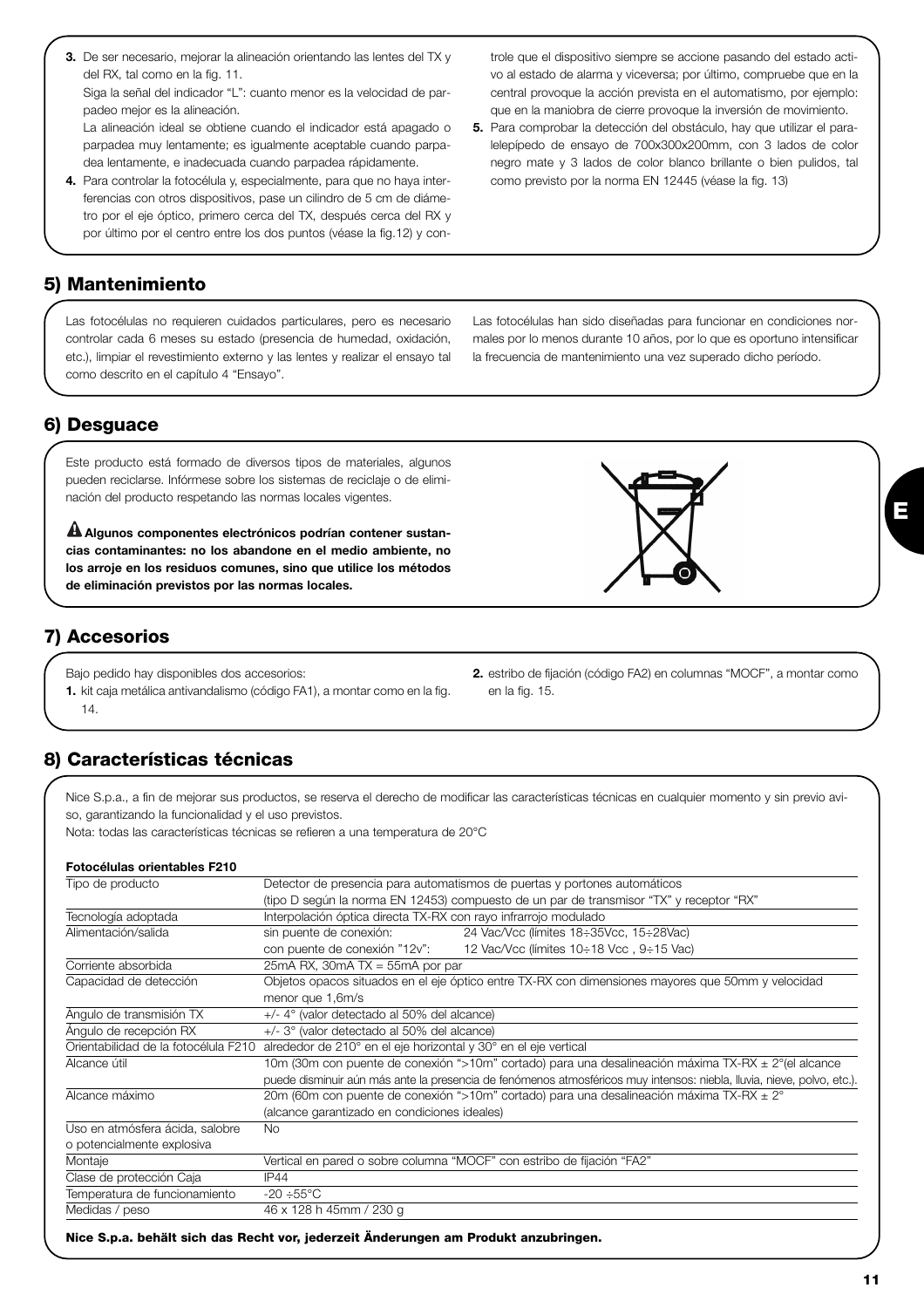3. De ser necesario, mejorar la alineación orientando las lentes del TX y del RX, tal como en la fig. 11.
   Siga la señal del indicador “L”: cuanto menor es la velocidad de parpadeo mejor es la alineación.
   La alineación ideal se obtiene cuando el indicador está apagado o parpadea muy lentamente; es igualmente aceptable cuando parpadea lentamente, e inadecuada cuando parpadea rápidamente.
4. Para controlar la fotocélula y, especialmente, para que no haya interferencias con otros dispositivos, pase un cilindro de 5 cm de diámetro por el eje óptico, primero cerca del TX, después cerca del RX y por último por el centro entre los dos puntos (véase la fig.12) y controle que el dispositivo siempre se accione pasando del estado activo al estado de alarma y viceversa; por último, compruebe que en la central provoque la acción prevista en el automatismo, por ejemplo: que en la maniobra de cierre provoque la inversión de movimiento.
5. Para comprobar la detección del obstáculo, hay que utilizar el paralelepípedo de ensayo de 700x300x200mm, con 3 lados de color negro mate y 3 lados de color blanco brillante o bien pulidos, tal como previsto por la norma EN 12445 (véase la fig. 13)

## 5) Mantenimiento

Las fotocélulas no requieren cuidados particulares, pero es necesario controlar cada 6 meses su estado (presencia de humedad, oxidación, etc.), limpiar el revestimiento externo y las lentes y realizar el ensayo tal como descrito en el capítulo 4 “Ensayo”.

Las fotocélulas han sido diseñadas para funcionar en condiciones normales por lo menos durante 10 años, por lo que es oportuno intensificar la frecuencia de mantenimiento una vez superado dicho período.

## 6) Desguace

Este producto está formado de diversos tipos de materiales, algunos pueden reciclarse. Infórmese sobre los sistemas de reciclaje o de eliminación del producto respetando las normas locales vigentes.

**⚠ Algunos componentes electrónicos podrían contener sustancias contaminantes: no los abandone en el medio ambiente, no los arroje en los residuos comunes, sino que utilice los métodos de eliminación previstos por las normas locales.**

## 7) Accesorios

Bajo pedido hay disponibles dos accesorios:
1. kit caja metálica antivandalismo (código FA1), a montar como en la fig. 14.
2. estribo de fijación (código FA2) en columnas “MOCF”, a montar como en la fig. 15.

## 8) Características técnicas

Nice S.p.a., a fin de mejorar sus productos, se reserva el derecho de modificar las características técnicas en cualquier momento y sin previo aviso, garantizando la funcionalidad y el uso previstos.
Nota: todas las características técnicas se refieren a una temperatura de 20°C

| **Fotocélulas orientables F210** | |
|---|---|
| Tipo de producto | Detector de presencia para automatismos de puertas y portones automáticos (tipo D según la norma EN 12453) compuesto de un par de transmisor “TX” y receptor “RX” |
| Tecnología adoptada | Interpolación óptica directa TX-RX con rayo infrarrojo modulado |
| Alimentación/salida | sin puente de conexión: 24 Vac/Vcc (límites 18÷35Vcc, 15÷28Vac)<br>con puente de conexión ”12v”: 12 Vac/Vcc (límites 10÷18 Vcc , 9÷15 Vac) |
| Corriente absorbida | 25mA RX, 30mA TX = 55mA por par |
| Capacidad de detección | Objetos opacos situados en el eje óptico entre TX-RX con dimensiones mayores que 50mm y velocidad menor que 1,6m/s |
| Ángulo de transmisión TX | +/- 4° (valor detectado al 50% del alcance) |
| Ángulo de recepción RX | +/- 3° (valor detectado al 50% del alcance) |
| Orientabilidad de la fotocélula F210 | alrededor de 210° en el eje horizontal y 30° en el eje vertical |
| Alcance útil | 10m (30m con puente de conexión “>10m” cortado) para una desalineación máxima TX-RX ± 2°(el alcance puede disminuir aún más ante la presencia de fenómenos atmosféricos muy intensos: niebla, lluvia, nieve, polvo, etc.). |
| Alcance máximo | 20m (60m con puente de conexión “>10m” cortado) para una desalineación máxima TX-RX ± 2° (alcance garantizado en condiciones ideales) |
| Uso en atmósfera ácida, salobre o potencialmente explosiva | No |
| Montaje | Vertical en pared o sobre columna “MOCF” con estribo de fijación “FA2” |
| Clase de protección Caja | IP44 |
| Temperatura de funcionamiento | -20 ÷55°C |
| Medidas / peso | 46 x 128 h 45mm / 230 g |

**Nice S.p.a. behält sich das Recht vor, jederzeit Änderungen am Produkt anzubringen.**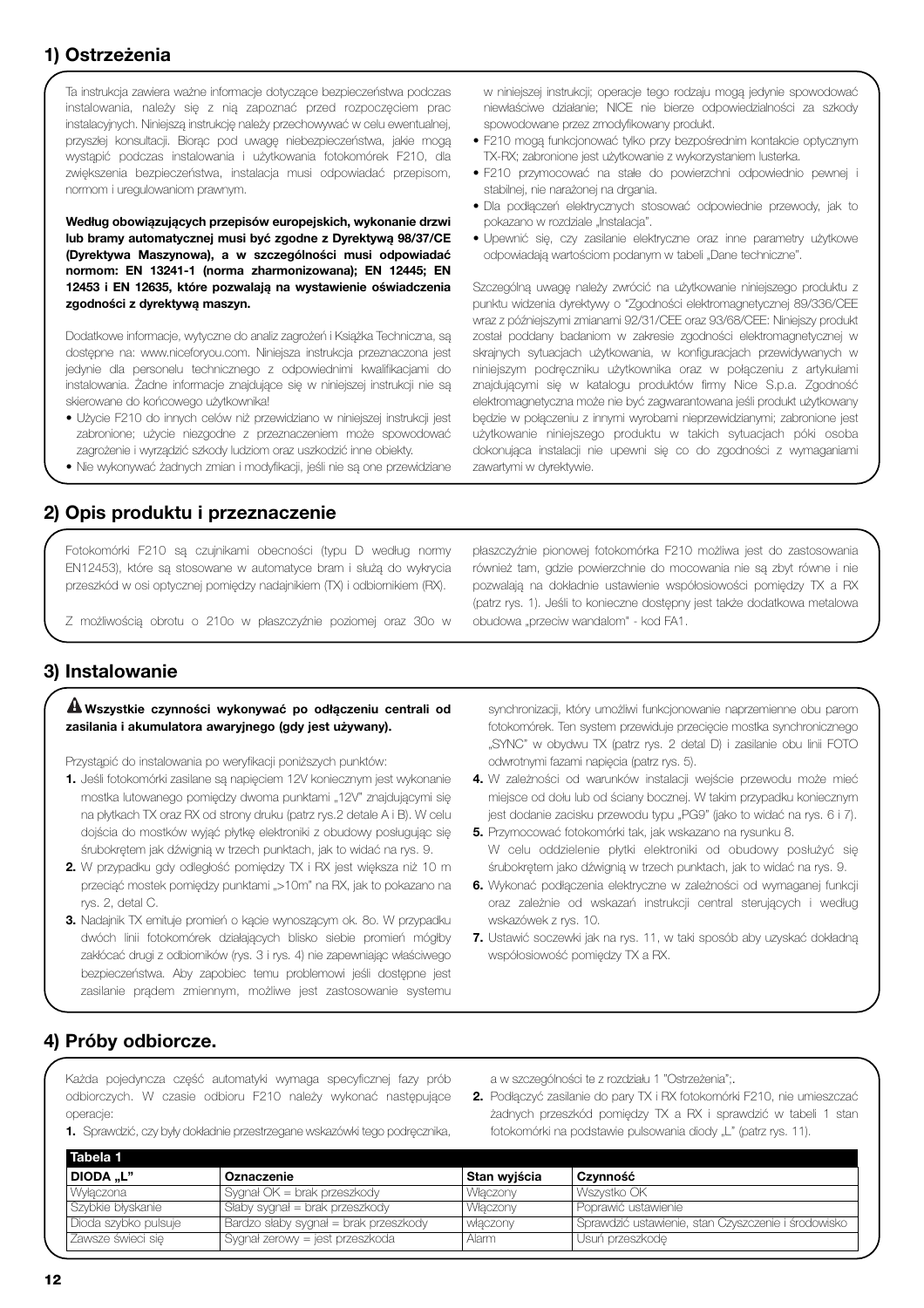## 1) Ostrzeżenia

Ta instrukcja zawiera ważne informacje dotyczące bezpieczeństwa podczas instalowania, należy się z nią zapoznać przed rozpoczęciem prac instalacyjnych. Niniejszą instrukcję należy przechowywać w celu ewentualnej, przyszłej konsultacji. Biorąc pod uwagę niebezpieczeństwa, jakie mogą wystąpić podczas instalowania i użytkowania fotokomórek F210, dla zwiększenia bezpieczeństwa, instalacja musi odpowiadać przepisom, normom i uregulowaniom prawnym.

**Według obowiązujących przepisów europejskich, wykonanie drzwi lub bramy automatycznej musi być zgodne z Dyrektywą 98/37/CE (Dyrektywa Maszynowa), a w szczególności musi odpowiadać normom: EN 13241-1 (norma zharmonizowana); EN 12445; EN 12453 i EN 12635, które pozwalają na wystawienie oświadczenia zgodności z dyrektywą maszyn.**

Dodatkowe informacje, wytyczne do analiz zagrożeń i Książka Techniczna, są dostępne na: www.niceforyou.com. Niniejsza instrukcja przeznaczona jest jedynie dla personelu technicznego z odpowiednimi kwalifikacjami do instalowania. Żadne informacje znajdujące się w niniejszej instrukcji nie są skierowane do końcowego użytkownika!

- Użycie F210 do innych celów niż przewidziano w niniejszej instrukcji jest zabronione; użycie niezgodne z przeznaczeniem może spowodować zagrożenie i wyrządzić szkody ludziom oraz uszkodzić inne obiekty.
- Nie wykonywać żadnych zmian i modyfikacji, jeśli nie są one przewidziane w niniejszej instrukcji; operacje tego rodzaju mogą jedynie spowodować niewłaściwe działanie; NICE nie bierze odpowiedzialności za szkody spowodowane przez zmodyfikowany produkt.
- F210 mogą funkcjonować tylko przy bezpośrednim kontakcie optycznym TX-RX; zabronione jest użytkowanie z wykorzystaniem lusterka.
- F210 przymocować na stałe do powierzchni odpowiednio pewnej i stabilnej, nie narażonej na drgania.
- Dla podłączeń elektrycznych stosować odpowiednie przewody, jak to pokazano w rozdziale „Instalacja".
- Upewnić się, czy zasilanie elektryczne oraz inne parametry użytkowe odpowiadają wartościom podanym w tabeli „Dane techniczne".

Szczególną uwagę należy zwrócić na użytkowanie niniejszego produktu z punktu widzenia dyrektywy o "Zgodności elektromagnetycznej 89/336/CEE wraz z późniejszymi zmianami 92/31/CEE oraz 93/68/CEE: Niniejszy produkt został poddany badaniom w zakresie zgodności elektromagnetycznej w skrajnych sytuacjach użytkowania, w konfiguracjach przewidywanych w niniejszym podręczniku użytkownika oraz w połączeniu z artykułami znajdującymi się w katalogu produktów firmy Nice S.p.a. Zgodność elektromagnetyczna może nie być zagwarantowana jeśli produkt użytkowany będzie w połączeniu z innymi wyrobami nieprzewidzianymi; zabronione jest użytkowanie niniejszego produktu w takich sytuacjach póki osoba dokonująca instalacji nie upewni się co do zgodności z wymaganiami zawartymi w dyrektywie.

## 2) Opis produktu i przeznaczenie

Fotokomórki F210 są czujnikami obecności (typu D według normy EN12453), które są stosowane w automatyce bram i służą do wykrycia przeszkód w osi optycznej pomiędzy nadajnikiem (TX) i odbiornikiem (RX).

Z możliwością obrotu o 210o w płaszczyźnie poziomej oraz 30o w płaszczyźnie pionowej fotokomórka F210 możliwa jest do zastosowania również tam, gdzie powierzchnie do mocowania nie są zbyt równe i nie pozwalają na dokładnie ustawienie współosiowości pomiędzy TX a RX (patrz rys. 1). Jeśli to konieczne dostępny jest także dodatkowa metalowa obudowa „przeciw wandalom" - kod FA1.

## 3) Instalowanie

**⚠ Wszystkie czynności wykonywać po odłączeniu centrali od zasilania i akumulatora awaryjnego (gdy jest używany).**

Przystąpić do instalowania po weryfikacji poniższych punktów:

1. Jeśli fotokomórki zasilane są napięciem 12V koniecznym jest wykonanie mostka lutowanego pomiędzy dwoma punktami „12V" znajdującymi się na płytkach TX oraz RX od strony druku (patrz rys.2 detale A i B). W celu dojścia do mostków wyjąć płytkę elektroniki z obudowy posługując się śrubokrętem jak dźwignią w trzech punktach, jak to widać na rys. 9.
2. W przypadku gdy odległość pomiędzy TX i RX jest większa niż 10 m przeciąć mostek pomiędzy punktami „>10m" na RX, jak to pokazano na rys. 2, detal C.
3. Nadajnik TX emituje promień o kącie wynoszącym ok. 8o. W przypadku dwóch linii fotokomórek działających blisko siebie promień mógłby zakłócać drugi z odbiorników (rys. 3 i rys. 4) nie zapewniając właściwego bezpieczeństwa. Aby zapobiec temu problemowi jeśli dostępne jest zasilanie prądem zmiennym, możliwe jest zastosowanie systemu synchronizacji, który umożliwi funkcjonowanie naprzemienne obu parom fotokomórek. Ten system przewiduje przecięcie mostka synchronicznego „SYNC" w obydwu TX (patrz rys. 2 detal D) i zasilanie obu linii FOTO odwrotnymi fazami napięcia (patrz rys. 5).
4. W zależności od warunków instalacji wejście przewodu może mieć miejsce od dołu lub od ściany bocznej. W takim przypadku koniecznym jest dodanie zacisku przewodu typu „PG9" (jako to widać na rys. 6 i 7).
5. Przymocować fotokomórki tak, jak wskazano na rysunku 8.
   W celu oddzielenie płytki elektroniki od obudowy posłużyć się śrubokrętem jako dźwignią w trzech punktach, jak to widać na rys. 9.
6. Wykonać podłączenia elektryczne w zależności od wymaganej funkcji oraz zależnie od wskazań instrukcji central sterujących i według wskazówek z rys. 10.
7. Ustawić soczewki jak na rys. 11, w taki sposób aby uzyskać dokładną współosiowość pomiędzy TX a RX.

## 4) Próby odbiorcze.

Każda pojedyncza część automatyki wymaga specyficznej fazy prób odbiorczych. W czasie odbioru F210 należy wykonać następujące operacje:

1. Sprawdzić, czy były dokładnie przestrzegane wskazówki tego podręcznika, a w szczególności te z rozdziału 1 "Ostrzeżenia";.
2. Podłączyć zasilanie do pary TX i RX fotokomórki F210, nie umieszczać żadnych przeszkód pomiędzy TX a RX i sprawdzić w tabeli 1 stan fotokomórki na podstawie pulsowania diody „L" (patrz rys. 11).

**Tabela 1**

| DIODA „L" | Oznaczenie | Stan wyjścia | Czynność |
|---|---|---|---|
| Wyłączona | Sygnał OK = brak przeszkody | Włączony | Wszystko OK |
| Szybkie błyskanie | Słaby sygnał = brak przeszkody | Włączony | Poprawić ustawienie |
| Dioda szybko pulsuje | Bardzo słaby sygnał = brak przeszkody | włączony | Sprawdzić ustawienie, stan Czyszczenie i środowisko |
| Zawsze świeci się | Sygnał zerowy = jest przeszkoda | Alarm | Usuń przeszkodę |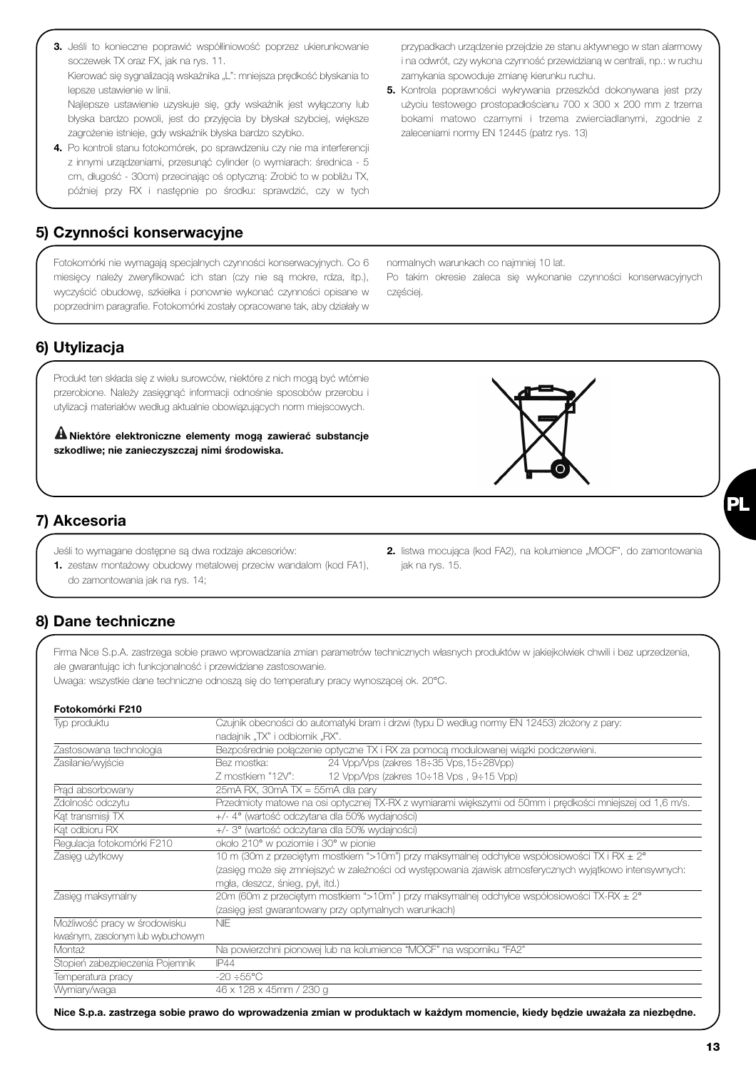3. Jeśli to konieczne poprawić współliniowość poprzez ukierunkowanie soczewek TX oraz FX, jak na rys. 11.
   Kierować się sygnalizacją wskaźnika „L": mniejsza prędkość błyskania to lepsze ustawienie w linii.
   Najlepsze ustawienie uzyskuje się, gdy wskaźnik jest wyłączony lub błyska bardzo powoli, jest do przyjęcia by błyskał szybciej, większe zagrożenie istnieje, gdy wskaźnik błyska bardzo szybko.
4. Po kontroli stanu fotokomórek, po sprawdzeniu czy nie ma interferencji z innymi urządzeniami, przesunąć cylinder (o wymiarach: średnica - 5 cm, długość - 30cm) przecinając oś optyczną: Zrobić to w pobliżu TX, później przy RX i następnie po środku: sprawdzić, czy w tych przypadkach urządzenie przejdzie ze stanu aktywnego w stan alarmowy i na odwrót, czy wykona czynność przewidzianą w centrali, np.: w ruchu zamykania spowoduje zmianę kierunku ruchu.
5. Kontrola poprawności wykrywania przeszkód dokonywana jest przy użyciu testowego prostopadłościanu 700 x 300 x 200 mm z trzema bokami matowo czarnymi i trzema zwierciadlanymi, zgodnie z zaleceniami normy EN 12445 (patrz rys. 13)

## 5) Czynności konserwacyjne

Fotokomórki nie wymagają specjalnych czynności konserwacyjnych. Co 6 miesięcy należy zweryfikować ich stan (czy nie są mokre, rdza, itp.), wyczyścić obudowę, szkiełka i ponownie wykonać czynności opisane w poprzednim paragrafie. Fotokomórki zostały opracowane tak, aby działały w normalnych warunkach co najmniej 10 lat.
Po takim okresie zaleca się wykonanie czynności konserwacyjnych częściej.

## 6) Utylizacja

Produkt ten składa się z wielu surowców, niektóre z nich mogą być wtórnie przerobione. Należy zasięgnąć informacji odnośnie sposobów przerobu i utylizacji materiałów według aktualnie obowiązujących norm miejscowych.

⚠ **Niektóre elektroniczne elementy mogą zawierać substancje szkodliwe; nie zanieczyszczaj nimi środowiska.**

## 7) Akcesoria

Jeśli to wymagane dostępne są dwa rodzaje akcesoriów:
1. zestaw montażowy obudowy metalowej przeciw wandalom (kod FA1), do zamontowania jak na rys. 14;
2. listwa mocująca (kod FA2), na kolumience „MOCF", do zamontowania jak na rys. 15.

## 8) Dane techniczne

Firma Nice S.p.A. zastrzega sobie prawo wprowadzania zmian parametrów technicznych własnych produktów w jakiejkolwiek chwili i bez uprzedzenia, ale gwarantując ich funkcjonalność i przewidziane zastosowanie.
Uwaga: wszystkie dane techniczne odnoszą się do temperatury pracy wynoszącej ok. 20°C.

**Fotokomórki F210**

| | |
|---|---|
| Typ produktu | Czujnik obecności do automatyki bram i drzwi (typu D według normy EN 12453) złożony z pary: nadajnik „TX" i odbiornik „RX". |
| Zastosowana technologia | Bezpośrednie połączenie optyczne TX i RX za pomocą modulowanej wiązki podczerwieni. |
| Zasilanie/wyjście | Bez mostka: 24 Vpp/Vps (zakres 18÷35 Vps,15÷28Vpp)<br>Z mostkiem "12V": 12 Vpp/Vps (zakres 10÷18 Vps , 9÷15 Vpp) |
| Prąd absorbowany | 25mA RX, 30mA TX = 55mA dla pary |
| Zdolność odczytu | Przedmioty matowe na osi optycznej TX-RX z wymiarami większymi od 50mm i prędkości mniejszej od 1,6 m/s. |
| Kąt transmisji TX | +/- 4° (wartość odczytana dla 50% wydajności) |
| Kąt odbioru RX | +/- 3° (wartość odczytana dla 50% wydajności) |
| Regulacja fotokomórki F210 | około 210° w poziomie i 30° w pionie |
| Zasięg użytkowy | 10 m (30m z przeciętym mostkiem ">10m") przy maksymalnej odchyłce współosiowości TX i RX ± 2°<br>(zasięg może się zmniejszyć w zależności od występowania zjawisk atmosferycznych wyjątkowo intensywnych: mgła, deszcz, śnieg, pył, itd.) |
| Zasięg maksymalny | 20m (60m z przeciętym mostkiem ">10m" ) przy maksymalnej odchyłce współosiowości TX-RX ± 2°<br>(zasięg jest gwarantowany przy optymalnych warunkach) |
| Możliwość pracy w środowisku kwaśnym, zasolonym lub wybuchowym | NIE |
| Montaż | Na powierzchni pionowej lub na kolumience "MOCF" na wsporniku "FA2" |
| Stopień zabezpieczenia Pojemnik | IP44 |
| Temperatura pracy | -20 ÷55°C |
| Wymiary/waga | 46 x 128 x 45mm / 230 g |

**Nice S.p.a. zastrzega sobie prawo do wprowadzenia zmian w produktach w każdym momencie, kiedy będzie uważała za niezbędne.**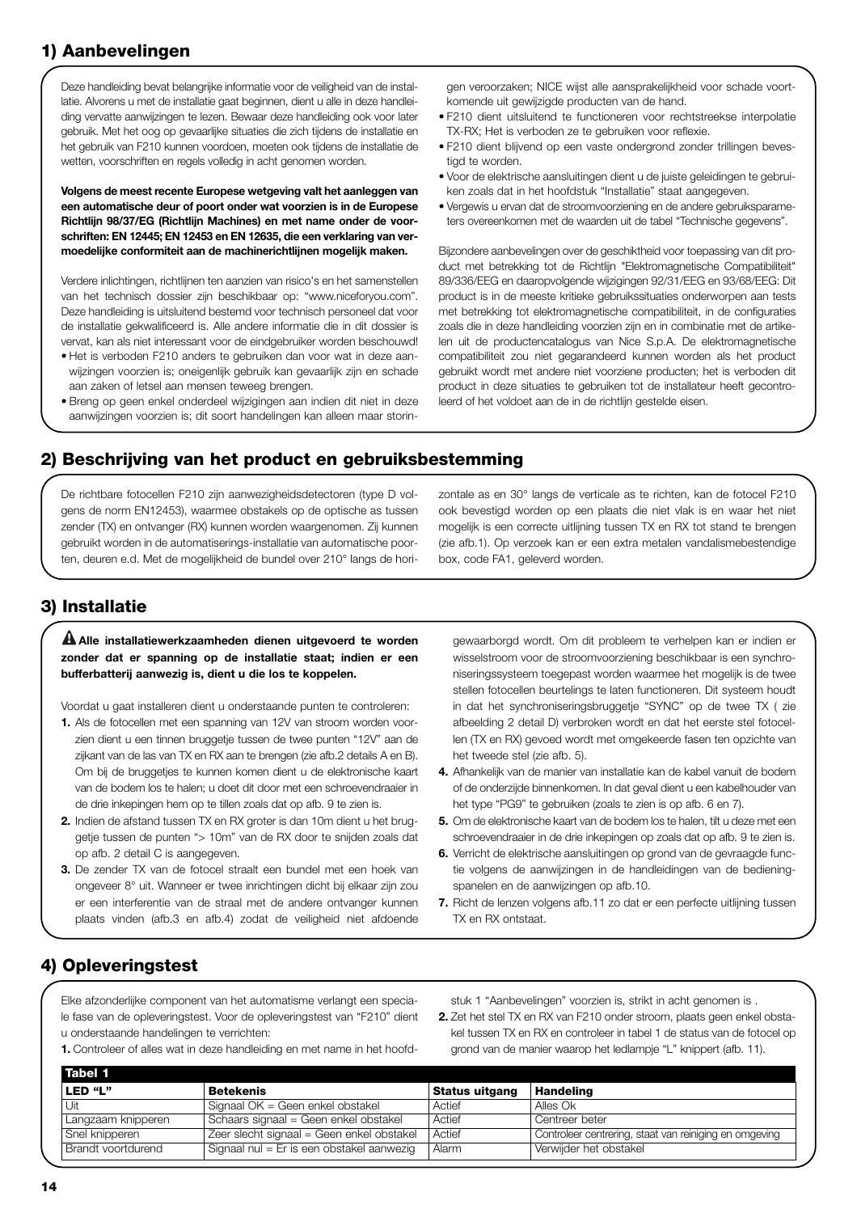## 1) Aanbevelingen

Deze handleiding bevat belangrijke informatie voor de veiligheid van de installatie. Alvorens u met de installatie gaat beginnen, dient u alle in deze handleiding vervatte aanwijzingen te lezen. Bewaar deze handleiding ook voor later gebruik. Met het oog op gevaarlijke situaties die zich tijdens de installatie en het gebruik van F210 kunnen voordoen, moeten ook tijdens de installatie de wetten, voorschriften en regels volledig in acht genomen worden.

**Volgens de meest recente Europese wetgeving valt het aanleggen van een automatische deur of poort onder wat voorzien is in de Europese Richtlijn 98/37/EG (Richtlijn Machines) en met name onder de voorschriften: EN 12445; EN 12453 en EN 12635, die een verklaring van vermoedelijke conformiteit aan de machinerichtlijnen mogelijk maken.**

Verdere inlichtingen, richtlijnen ten aanzien van risico's en het samenstellen van het technisch dossier zijn beschikbaar op: "www.niceforyou.com". Deze handleiding is uitsluitend bestemd voor technisch personeel dat voor de installatie gekwalificeerd is. Alle andere informatie die in dit dossier is vervat, kan als niet interessant voor de eindgebruiker worden beschouwd!

- Het is verboden F210 anders te gebruiken dan voor wat in deze aanwijzingen voorzien is; oneigenlijk gebruik kan gevaarlijk zijn en schade aan zaken of letsel aan mensen teweeg brengen.
- Breng op geen enkel onderdeel wijzigingen aan indien dit niet in deze aanwijzingen voorzien is; dit soort handelingen kan alleen maar storingen veroorzaken; NICE wijst alle aansprakelijkheid voor schade voortkomende uit gewijzigde producten van de hand.
- F210 dient uitsluitend te functioneren voor rechtstreekse interpolatie TX-RX; Het is verboden ze te gebruiken voor reflexie.
- F210 dient blijvend op een vaste ondergrond zonder trillingen bevestigd te worden.
- Voor de elektrische aansluitingen dient u de juiste geleidingen te gebruiken zoals dat in het hoofdstuk "Installatie" staat aangegeven.
- Vergewis u ervan dat de stroomvoorziening en de andere gebruiksparameters overeenkomen met de waarden uit de tabel "Technische gegevens".

Bijzondere aanbevelingen over de geschiktheid voor toepassing van dit product met betrekking tot de Richtlijn "Elektromagnetische Compatibiliteit" 89/336/EEG en daaropvolgende wijzigingen 92/31/EEG en 93/68/EEG: Dit product is in de meeste kritieke gebruikssituaties onderworpen aan tests met betrekking tot elektromagnetische compatibiliteit, in de configuraties zoals die in deze handleiding voorzien zijn en in combinatie met de artikelen uit de productencatalogus van Nice S.p.A. De elektromagnetische compatibiliteit zou niet gegarandeerd kunnen worden als het product gebruikt wordt met andere niet voorziene producten; het is verboden dit product in deze situaties te gebruiken tot de installateur heeft gecontroleerd of het voldoet aan de in de richtlijn gestelde eisen.

## 2) Beschrijving van het product en gebruiksbestemming

De richtbare fotocellen F210 zijn aanwezigheidsdetectoren (type D volgens de norm EN12453), waarmee obstakels op de optische as tussen zender (TX) en ontvanger (RX) kunnen worden waargenomen. Zij kunnen gebruikt worden in de automatiserings-installatie van automatische poorten, deuren e.d. Met de mogelijkheid de bundel over 210° langs de horizontale as en 30° langs de verticale as te richten, kan de fotocel F210 ook bevestigd worden op een plaats die niet vlak is en waar het niet mogelijk is een correcte uitlijning tussen TX en RX tot stand te brengen (zie afb.1). Op verzoek kan er een extra metalen vandalismebestendige box, code FA1, geleverd worden.

## 3) Installatie

⚠ **Alle installatiewerkzaamheden dienen uitgevoerd te worden zonder dat er spanning op de installatie staat; indien er een bufferbatterij aanwezig is, dient u die los te koppelen.**

Voordat u gaat installeren dient u onderstaande punten te controleren:

1. Als de fotocellen met een spanning van 12V van stroom worden voorzien dient u een tinnen bruggetje tussen de twee punten "12V" aan de zijkant van de las van TX en RX aan te brengen (zie afb.2 details A en B). Om bij de bruggetjes te kunnen komen dient u de elektronische kaart van de bodem los te halen; u doet dit door met een schroevendraaier in de drie inkepingen hem op te tillen zoals dat op afb. 9 te zien is.
2. Indien de afstand tussen TX en RX groter is dan 10m dient u het bruggetje tussen de punten "> 10m" van de RX door te snijden zoals dat op afb. 2 detail C is aangegeven.
3. De zender TX van de fotocel straalt een bundel met een hoek van ongeveer 8° uit. Wanneer er twee inrichtingen dicht bij elkaar zijn zou er een interferentie van de straal met de andere ontvanger kunnen plaats vinden (afb.3 en afb.4) zodat de veiligheid niet afdoende gewaarborgd wordt. Om dit probleem te verhelpen kan er indien er wisselstroom voor de stroomvoorziening beschikbaar is een synchroniseringssysteem toegepast worden waarmee het mogelijk is de twee stellen fotocellen beurtelings te laten functioneren. Dit systeem houdt in dat het synchroniseringsbruggetje "SYNC" op de twee TX ( zie afbeelding 2 detail D) verbroken wordt en dat het eerste stel fotocellen (TX en RX) gevoed wordt met omgekeerde fasen ten opzichte van het tweede stel (zie afb. 5).
4. Afhankelijk van de manier van installatie kan de kabel vanuit de bodem of de onderzijde binnenkomen. In dat geval dient u een kabelhouder van het type "PG9" te gebruiken (zoals te zien is op afb. 6 en 7).
5. Om de elektronische kaart van de bodem los te halen, tilt u deze met een schroevendraaier in de drie inkepingen op zoals dat op afb. 9 te zien is.
6. Verricht de elektrische aansluitingen op grond van de gevraagde functie volgens de aanwijzingen in de handleidingen van de bedieningspanelen en de aanwijzingen op afb.10.
7. Richt de lenzen volgens afb.11 zo dat er een perfecte uitlijning tussen TX en RX ontstaat.

## 4) Opleveringstest

Elke afzonderlijke component van het automatisme verlangt een speciale fase van de opleveringstest. Voor de opleveringstest van "F210" dient u onderstaande handelingen te verrichten:

1. Controleer of alles wat in deze handleiding en met name in het hoofdstuk 1 "Aanbevelingen" voorzien is, strikt in acht genomen is .
2. Zet het stel TX en RX van F210 onder stroom, plaats geen enkel obstakel tussen TX en RX en controleer in tabel 1 de status van de fotocel op grond van de manier waarop het ledlampje "L" knippert (afb. 11).

**Tabel 1**

| LED "L" | Betekenis | Status uitgang | Handeling |
|---|---|---|---|
| Uit | Signaal OK = Geen enkel obstakel | Actief | Alles Ok |
| Langzaam knipperen | Schaars signaal = Geen enkel obstakel | Actief | Centreer beter |
| Snel knipperen | Zeer slecht signaal = Geen enkel obstakel | Actief | Controleer centrering, staat van reiniging en omgeving |
| Brandt voortdurend | Signaal nul = Er is een obstakel aanwezig | Alarm | Verwijder het obstakel |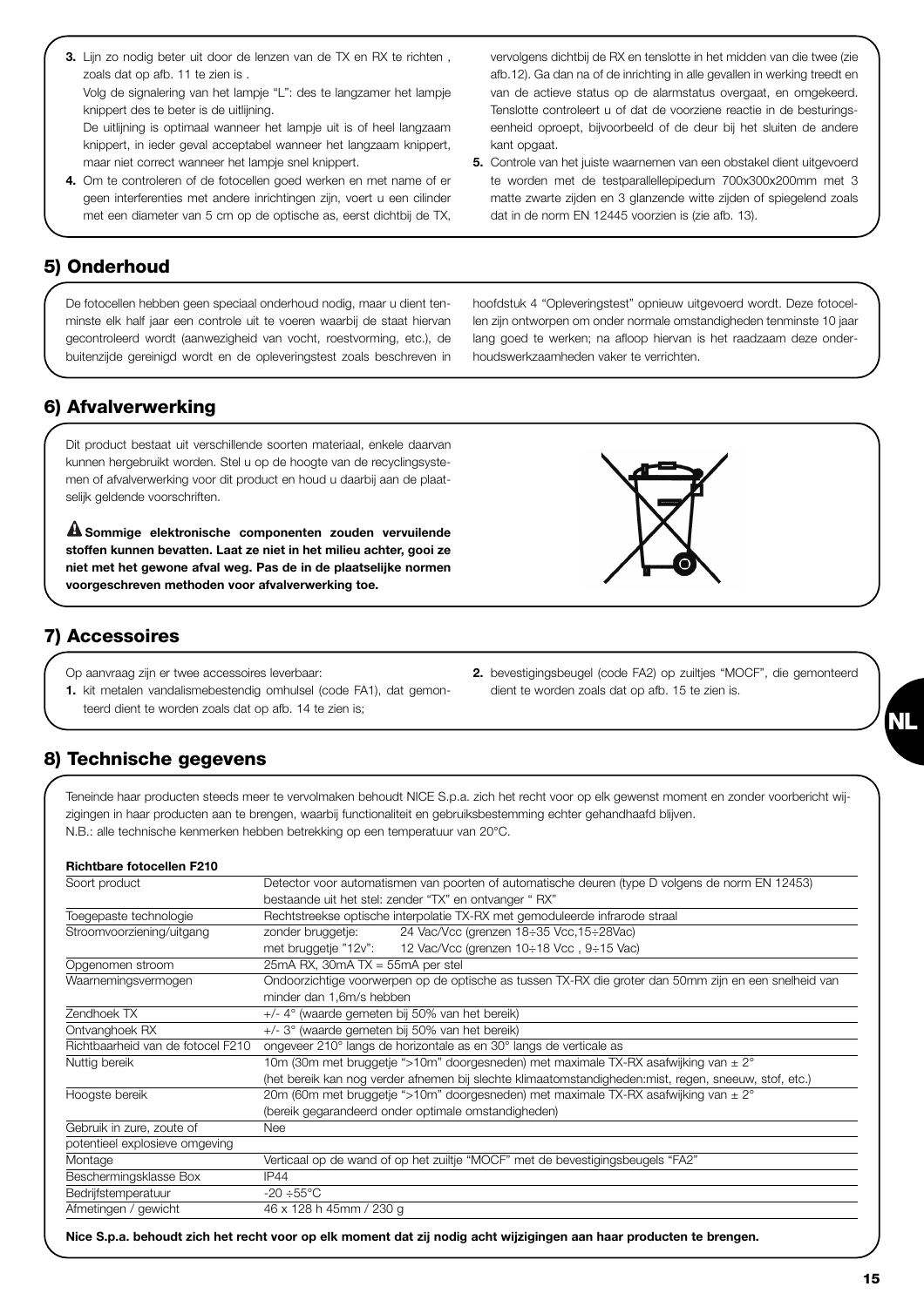3. Lijn zo nodig beter uit door de lenzen van de TX en RX te richten , zoals dat op afb. 11 te zien is .
   Volg de signalering van het lampje "L": des te langzamer het lampje knippert des te beter is de uitlijning.
   De uitlijning is optimaal wanneer het lampje uit is of heel langzaam knippert, in ieder geval acceptabel wanneer het langzaam knippert, maar niet correct wanneer het lampje snel knippert.
4. Om te controleren of de fotocellen goed werken en met name of er geen interferenties met andere inrichtingen zijn, voert u een cilinder met een diameter van 5 cm op de optische as, eerst dichtbij de TX, vervolgens dichtbij de RX en tenslotte in het midden van die twee (zie afb.12). Ga dan na of de inrichting in alle gevallen in werking treedt en van de actieve status op de alarmstatus overgaat, en omgekeerd. Tenslotte controleert u of dat de voorziene reactie in de besturingseenheid oproept, bijvoorbeeld of de deur bij het sluiten de andere kant opgaat.
5. Controle van het juiste waarnemen van een obstakel dient uitgevoerd te worden met de testparallellepipedum 700x300x200mm met 3 matte zwarte zijden en 3 glanzende witte zijden of spiegelend zoals dat in de norm EN 12445 voorzien is (zie afb. 13).

## 5) Onderhoud

De fotocellen hebben geen speciaal onderhoud nodig, maar u dient tenminste elk half jaar een controle uit te voeren waarbij de staat hiervan gecontroleerd wordt (aanwezigheid van vocht, roestvorming, etc.), de buitenzijde gereinigd wordt en de opleveringstest zoals beschreven in hoofdstuk 4 "Opleveringstest" opnieuw uitgevoerd wordt. Deze fotocellen zijn ontworpen om onder normale omstandigheden tenminste 10 jaar lang goed te werken; na afloop hiervan is het raadzaam deze onderhoudswerkzaamheden vaker te verrichten.

## 6) Afvalverwerking

Dit product bestaat uit verschillende soorten materiaal, enkele daarvan kunnen hergebruikt worden. Stel u op de hoogte van de recyclingsystemen of afvalverwerking voor dit product en houd u daarbij aan de plaatselijk geldende voorschriften.

**Sommige elektronische componenten zouden vervuilende stoffen kunnen bevatten. Laat ze niet in het milieu achter, gooi ze niet met het gewone afval weg. Pas de in de plaatselijke normen voorgeschreven methoden voor afvalverwerking toe.**

## 7) Accessoires

Op aanvraag zijn er twee accessoires leverbaar:

1. kit metalen vandalismebestendig omhulsel (code FA1), dat gemonteerd dient te worden zoals dat op afb. 14 te zien is;
2. bevestigingsbeugel (code FA2) op zuiltjes "MOCF", die gemonteerd dient te worden zoals dat op afb. 15 te zien is.

## 8) Technische gegevens

Teneinde haar producten steeds meer te vervolmaken behoudt NICE S.p.a. zich het recht voor op elk gewenst moment en zonder voorbericht wijzigingen in haar producten aan te brengen, waarbij functionaliteit en gebruiksbestemming echter gehandhaafd blijven.
N.B.: alle technische kenmerken hebben betrekking op een temperatuur van 20°C.

**Richtbare fotocellen F210**

| | |
|---|---|
| Soort product | Detector voor automatismen van poorten of automatische deuren (type D volgens de norm EN 12453) bestaande uit het stel: zender "TX" en ontvanger " RX" |
| Toegepaste technologie | Rechtstreekse optische interpolatie TX-RX met gemoduleerde infrarode straal |
| Stroomvoorziening/uitgang | zonder bruggetje: 24 Vac/Vcc (grenzen 18÷35 Vcc,15÷28Vac)<br>met bruggetje "12v": 12 Vac/Vcc (grenzen 10÷18 Vcc , 9÷15 Vac) |
| Opgenomen stroom | 25mA RX, 30mA TX = 55mA per stel |
| Waarnemingsvermogen | Ondoorzichtige voorwerpen op de optische as tussen TX-RX die groter dan 50mm zijn en een snelheid van minder dan 1,6m/s hebben |
| Zendhoek TX | +/- 4° (waarde gemeten bij 50% van het bereik) |
| Ontvanghoek RX | +/- 3° (waarde gemeten bij 50% van het bereik) |
| Richtbaarheid van de fotocel F210 | ongeveer 210° langs de horizontale as en 30° langs de verticale as |
| Nuttig bereik | 10m (30m met bruggetje ">10m" doorgesneden) met maximale TX-RX asafwijking van ± 2°<br>(het bereik kan nog verder afnemen bij slechte klimaatomstandigheden:mist, regen, sneeuw, stof, etc.) |
| Hoogste bereik | 20m (60m met bruggetje ">10m" doorgesneden) met maximale TX-RX asafwijking van ± 2°<br>(bereik gegarandeerd onder optimale omstandigheden) |
| Gebruik in zure, zoute of potentieel explosieve omgeving | Nee |
| Montage | Verticaal op de wand of op het zuiltje "MOCF" met de bevestigingsbeugels "FA2" |
| Beschermingsklasse Box | IP44 |
| Bedrijfstemperatuur | -20 ÷55°C |
| Afmetingen / gewicht | 46 x 128 h 45mm / 230 g |

**Nice S.p.a. behoudt zich het recht voor op elk moment dat zij nodig acht wijzigingen aan haar producten te brengen.**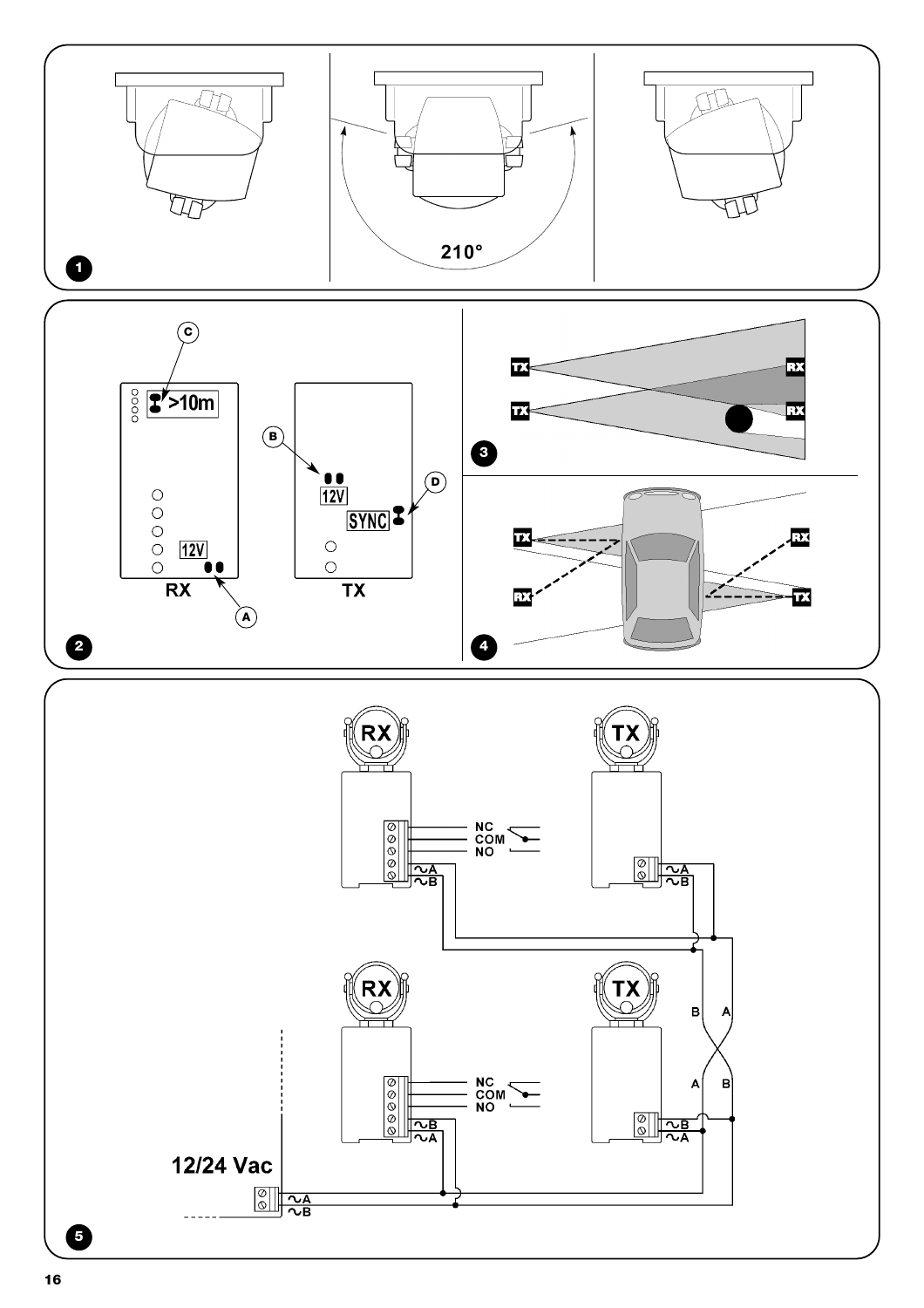1

210°

2

C

>10m

B

12V

D

SYNC

12V

A

RX

TX

3

TX

RX

TX

RX

4

TX

RX

RX

TX

5

RX

TX

NC

COM

NO

~A

~B

~A

~B

B

A

RX

TX

A

B

NC

COM

NO

~B

~A

~B

~A

12/24 Vac

~A

~B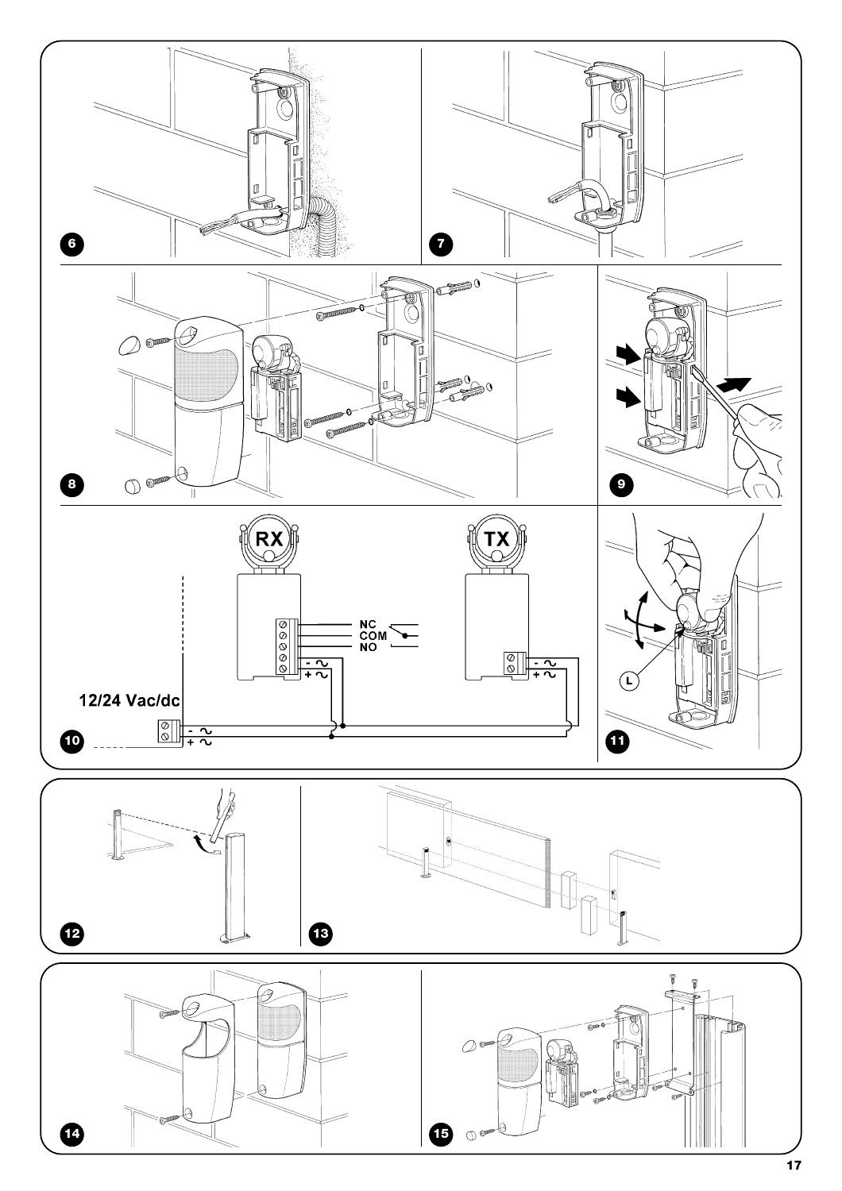6

7

8

9

RX

TX

NC
COM
NO

12/24 Vac/dc

10

L

11

12

13

14

15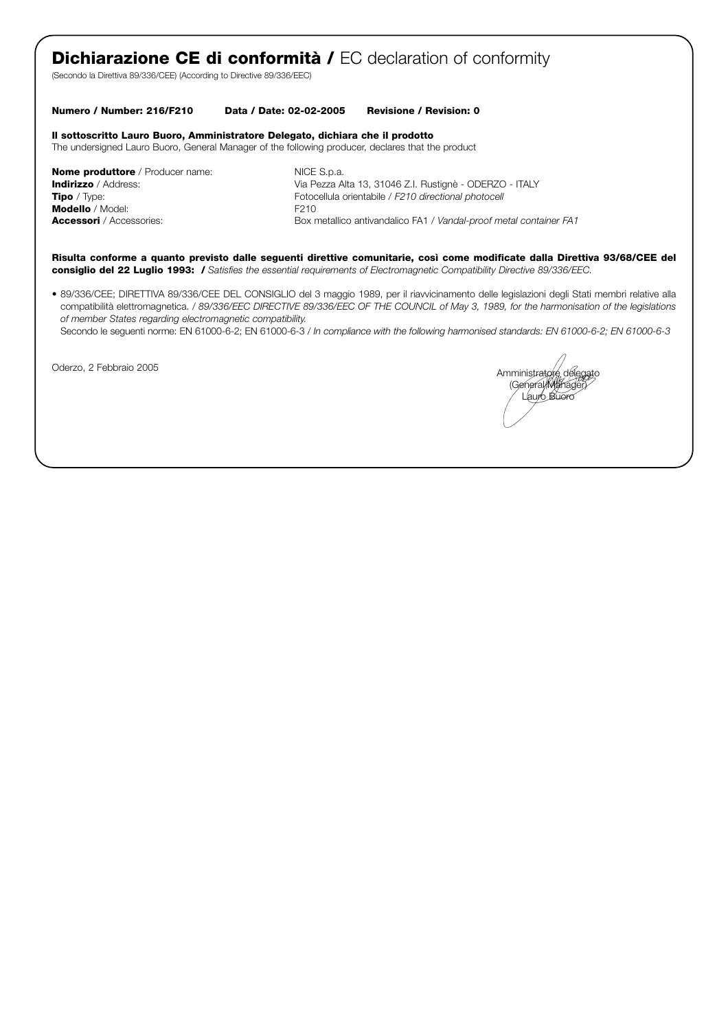# **Dichiarazione CE di conformità /** EC declaration of conformity

(Secondo la Direttiva 89/336/CEE) (According to Directive 89/336/EEC)

**Numero / Number: 216/F210 Data / Date: 02-02-2005 Revisione / Revision: 0**

**Il sottoscritto Lauro Buoro, Amministratore Delegato, dichiara che il prodotto**
The undersigned Lauro Buoro, General Manager of the following producer, declares that the product

**Nome produttore** / Producer name: NICE S.p.a.
**Indirizzo** / Address: Via Pezza Alta 13, 31046 Z.I. Rustignè - ODERZO - ITALY
**Tipo** / Type: Fotocellula orientabile / *F210 directional photocell*
**Modello** / Model: F210
**Accessori** / Accessories: Box metallico antivandalico FA1 / *Vandal-proof metal container FA1*

**Risulta conforme a quanto previsto dalle seguenti direttive comunitarie, così come modificate dalla Direttiva 93/68/CEE del consiglio del 22 Luglio 1993: /** *Satisfies the essential requirements of Electromagnetic Compatibility Directive 89/336/EEC.*

- 89/336/CEE; DIRETTIVA 89/336/CEE DEL CONSIGLIO del 3 maggio 1989, per il riavvicinamento delle legislazioni degli Stati membri relative alla compatibilità elettromagnetica. / *89/336/EEC DIRECTIVE 89/336/EEC OF THE COUNCIL of May 3, 1989, for the harmonisation of the legislations of member States regarding electromagnetic compatibility.*
  Secondo le seguenti norme: EN 61000-6-2; EN 61000-6-3 / *In compliance with the following harmonised standards: EN 61000-6-2; EN 61000-6-3*

Oderzo, 2 Febbraio 2005

Amministratore delegato
(General Manager)
Lauro Buoro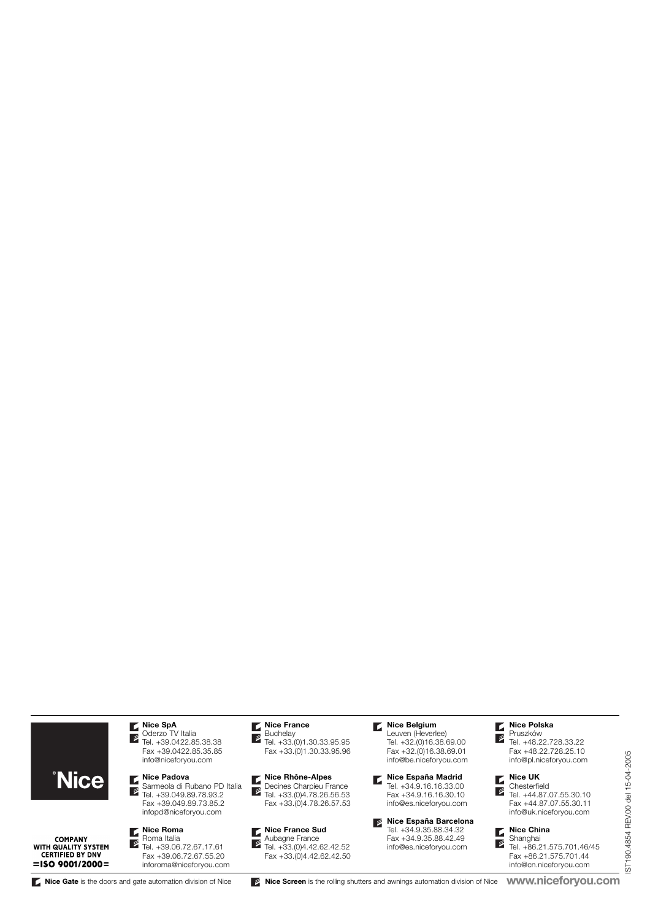**Nice**

COMPANY
WITH QUALITY SYSTEM
CERTIFIED BY DNV
=ISO 9001/2000=

**Nice SpA**
Oderzo TV Italia
Tel. +39.0422.85.38.38
Fax +39.0422.85.35.85
info@niceforyou.com

**Nice Padova**
Sarmeola di Rubano PD Italia
Tel. +39.049.89.78.93.2
Fax +39.049.89.73.85.2
infopd@niceforyou.com

**Nice Roma**
Roma Italia
Tel. +39.06.72.67.17.61
Fax +39.06.72.67.55.20
inforoma@niceforyou.com

**Nice France**
Buchelay
Tel. +33.(0)1.30.33.95.95
Fax +33.(0)1.30.33.95.96

**Nice Rhône-Alpes**
Decines Charpieu France
Tel. +33.(0)4.78.26.56.53
Fax +33.(0)4.78.26.57.53

**Nice France Sud**
Aubagne France
Tel. +33.(0)4.42.62.42.52
Fax +33.(0)4.42.62.42.50

**Nice Belgium**
Leuven (Heverlee)
Tel. +32.(0)16.38.69.00
Fax +32.(0)16.38.69.01
info@be.niceforyou.com

**Nice España Madrid**
Tel. +34.9.16.16.33.00
Fax +34.9.16.16.30.10
info@es.niceforyou.com

**Nice España Barcelona**
Tel. +34.9.35.88.34.32
Fax +34.9.35.88.42.49
info@es.niceforyou.com

**Nice Polska**
Pruszków
Tel. +48.22.728.33.22
Fax +48.22.728.25.10
info@pl.niceforyou.com

**Nice UK**
Chesterfield
Tel. +44.87.07.55.30.10
Fax +44.87.07.55.30.11
info@uk.niceforyou.com

**Nice China**
Shanghai
Tel. +86.21.575.701.46/45
Fax +86.21.575.701.44
info@cn.niceforyou.com

**Nice Gate** is the doors and gate automation division of Nice

**Nice Screen** is the rolling shutters and awnings automation division of Nice

**www.niceforyou.com**

IST190.4854 REV.00 del 15-04-2005